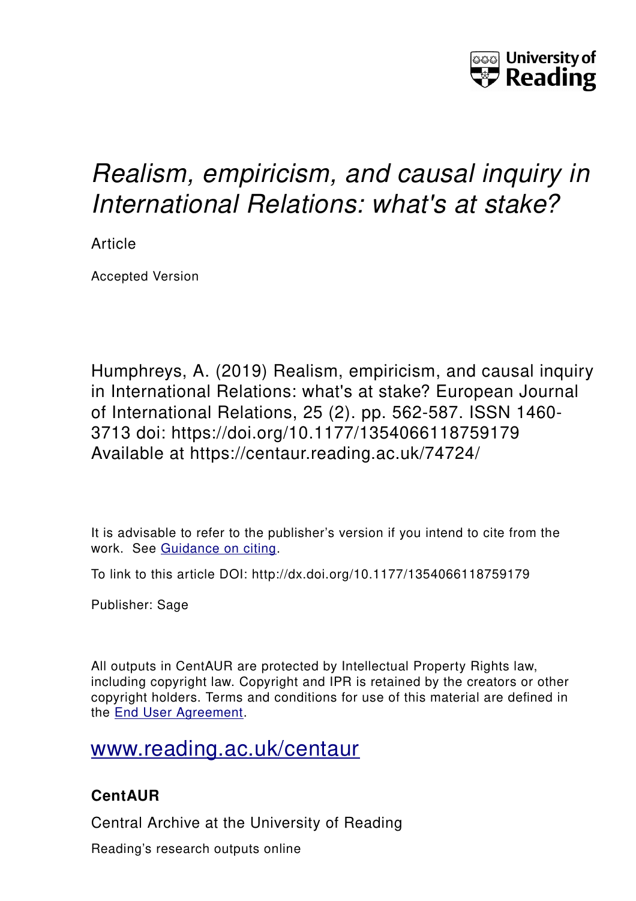# *Realism, empiricism, and causal inquiry in International Relations: what's at stake?*

Article

Accepted Version

Humphreys, A. (2019) Realism, empiricism, and causal inquiry in International Relations: what's at stake? European Journal of International Relations, 25 (2). pp. 562-587. ISSN 1460-3713 doi: https://doi.org/10.1177/1354066118759179 Available at https://centaur.reading.ac.uk/74724/

It is advisable to refer to the publisher's version if you intend to cite from the work. See Guidance on citing.

To link to this article DOI: http://dx.doi.org/10.1177/1354066118759179

Publisher: Sage

All outputs in CentAUR are protected by Intellectual Property Rights law, including copyright law. Copyright and IPR is retained by the creators or other copyright holders. Terms and conditions for use of this material are defined in the End User Agreement.

www.reading.ac.uk/centaur

**CentAUR**

Central Archive at the University of Reading

Reading's research outputs online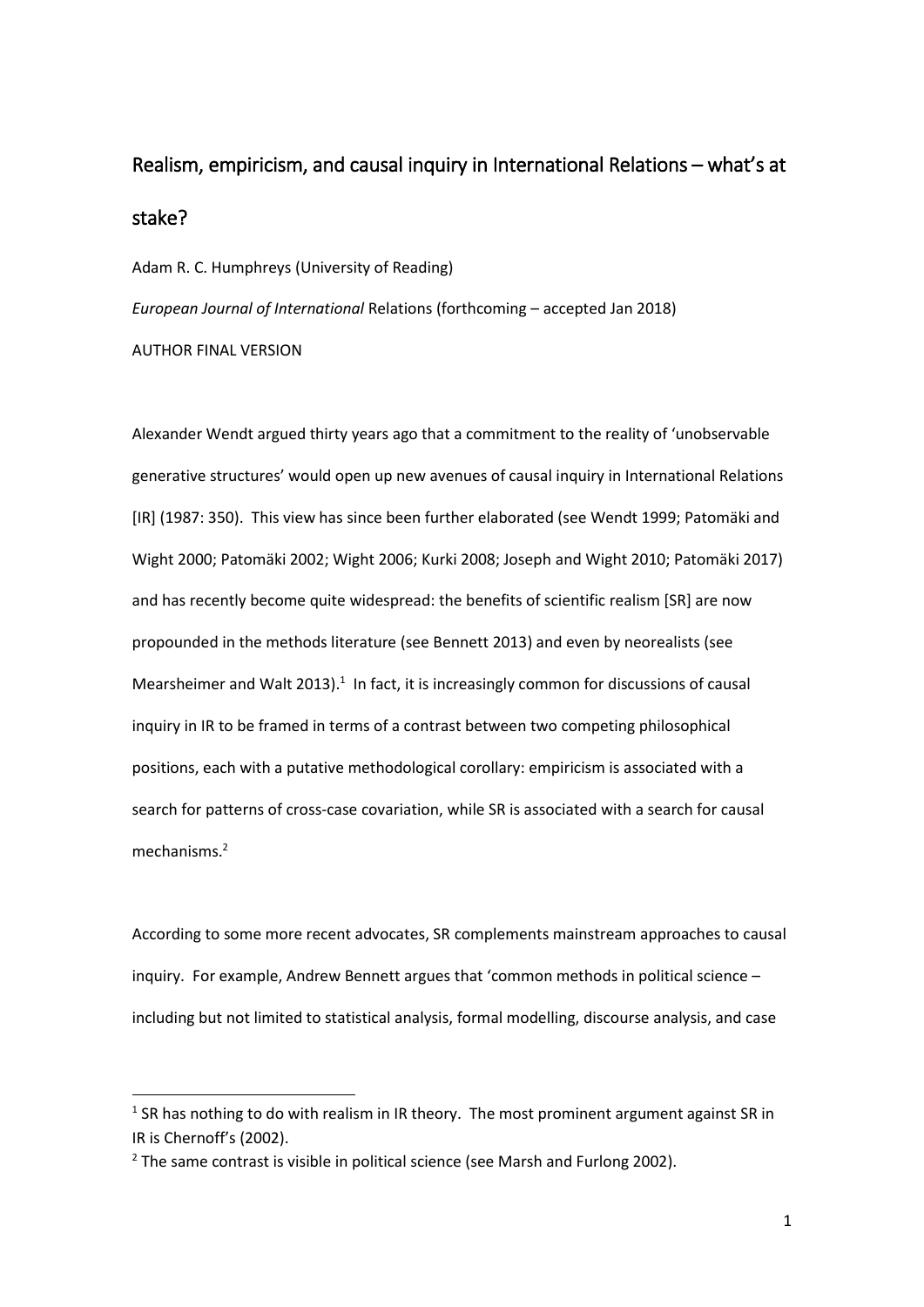# Realism, empiricism, and causal inquiry in International Relations – what's at stake?

Adam R. C. Humphreys (University of Reading)

*European Journal of International* Relations (forthcoming – accepted Jan 2018)

AUTHOR FINAL VERSION

Alexander Wendt argued thirty years ago that a commitment to the reality of 'unobservable generative structures' would open up new avenues of causal inquiry in International Relations [IR] (1987: 350). This view has since been further elaborated (see Wendt 1999; Patomäki and Wight 2000; Patomäki 2002; Wight 2006; Kurki 2008; Joseph and Wight 2010; Patomäki 2017) and has recently become quite widespread: the benefits of scientific realism [SR] are now propounded in the methods literature (see Bennett 2013) and even by neorealists (see Mearsheimer and Walt 2013).[1] In fact, it is increasingly common for discussions of causal inquiry in IR to be framed in terms of a contrast between two competing philosophical positions, each with a putative methodological corollary: empiricism is associated with a search for patterns of cross-case covariation, while SR is associated with a search for causal mechanisms.[2]

According to some more recent advocates, SR complements mainstream approaches to causal inquiry. For example, Andrew Bennett argues that 'common methods in political science – including but not limited to statistical analysis, formal modelling, discourse analysis, and case

[1] SR has nothing to do with realism in IR theory. The most prominent argument against SR in IR is Chernoff's (2002).

[2] The same contrast is visible in political science (see Marsh and Furlong 2002).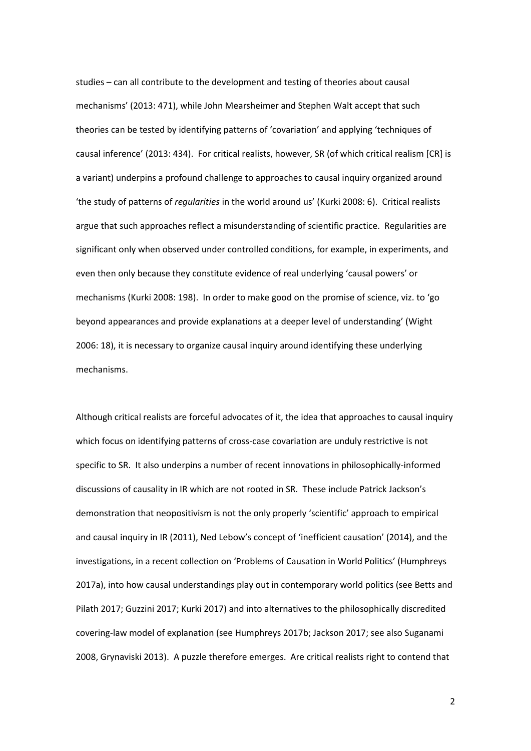studies – can all contribute to the development and testing of theories about causal mechanisms' (2013: 471), while John Mearsheimer and Stephen Walt accept that such theories can be tested by identifying patterns of 'covariation' and applying 'techniques of causal inference' (2013: 434). For critical realists, however, SR (of which critical realism [CR] is a variant) underpins a profound challenge to approaches to causal inquiry organized around 'the study of patterns of *regularities* in the world around us' (Kurki 2008: 6). Critical realists argue that such approaches reflect a misunderstanding of scientific practice. Regularities are significant only when observed under controlled conditions, for example, in experiments, and even then only because they constitute evidence of real underlying 'causal powers' or mechanisms (Kurki 2008: 198). In order to make good on the promise of science, viz. to 'go beyond appearances and provide explanations at a deeper level of understanding' (Wight 2006: 18), it is necessary to organize causal inquiry around identifying these underlying mechanisms.

Although critical realists are forceful advocates of it, the idea that approaches to causal inquiry which focus on identifying patterns of cross-case covariation are unduly restrictive is not specific to SR. It also underpins a number of recent innovations in philosophically-informed discussions of causality in IR which are not rooted in SR. These include Patrick Jackson's demonstration that neopositivism is not the only properly 'scientific' approach to empirical and causal inquiry in IR (2011), Ned Lebow's concept of 'inefficient causation' (2014), and the investigations, in a recent collection on 'Problems of Causation in World Politics' (Humphreys 2017a), into how causal understandings play out in contemporary world politics (see Betts and Pilath 2017; Guzzini 2017; Kurki 2017) and into alternatives to the philosophically discredited covering-law model of explanation (see Humphreys 2017b; Jackson 2017; see also Suganami 2008, Grynaviski 2013). A puzzle therefore emerges. Are critical realists right to contend that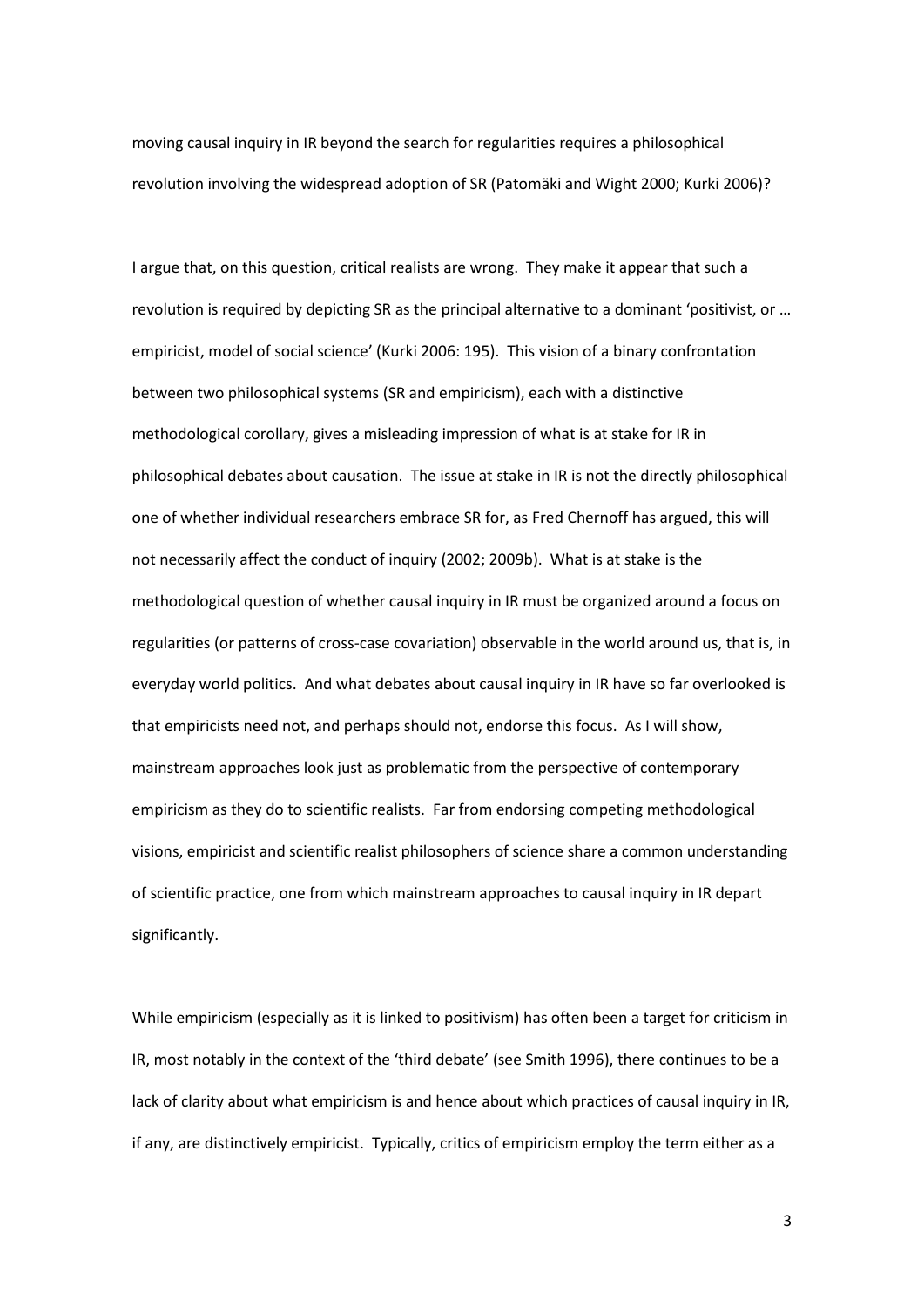moving causal inquiry in IR beyond the search for regularities requires a philosophical revolution involving the widespread adoption of SR (Patomäki and Wight 2000; Kurki 2006)?

I argue that, on this question, critical realists are wrong. They make it appear that such a revolution is required by depicting SR as the principal alternative to a dominant 'positivist, or … empiricist, model of social science' (Kurki 2006: 195). This vision of a binary confrontation between two philosophical systems (SR and empiricism), each with a distinctive methodological corollary, gives a misleading impression of what is at stake for IR in philosophical debates about causation. The issue at stake in IR is not the directly philosophical one of whether individual researchers embrace SR for, as Fred Chernoff has argued, this will not necessarily affect the conduct of inquiry (2002; 2009b). What is at stake is the methodological question of whether causal inquiry in IR must be organized around a focus on regularities (or patterns of cross-case covariation) observable in the world around us, that is, in everyday world politics. And what debates about causal inquiry in IR have so far overlooked is that empiricists need not, and perhaps should not, endorse this focus. As I will show, mainstream approaches look just as problematic from the perspective of contemporary empiricism as they do to scientific realists. Far from endorsing competing methodological visions, empiricist and scientific realist philosophers of science share a common understanding of scientific practice, one from which mainstream approaches to causal inquiry in IR depart significantly.

While empiricism (especially as it is linked to positivism) has often been a target for criticism in IR, most notably in the context of the 'third debate' (see Smith 1996), there continues to be a lack of clarity about what empiricism is and hence about which practices of causal inquiry in IR, if any, are distinctively empiricist. Typically, critics of empiricism employ the term either as a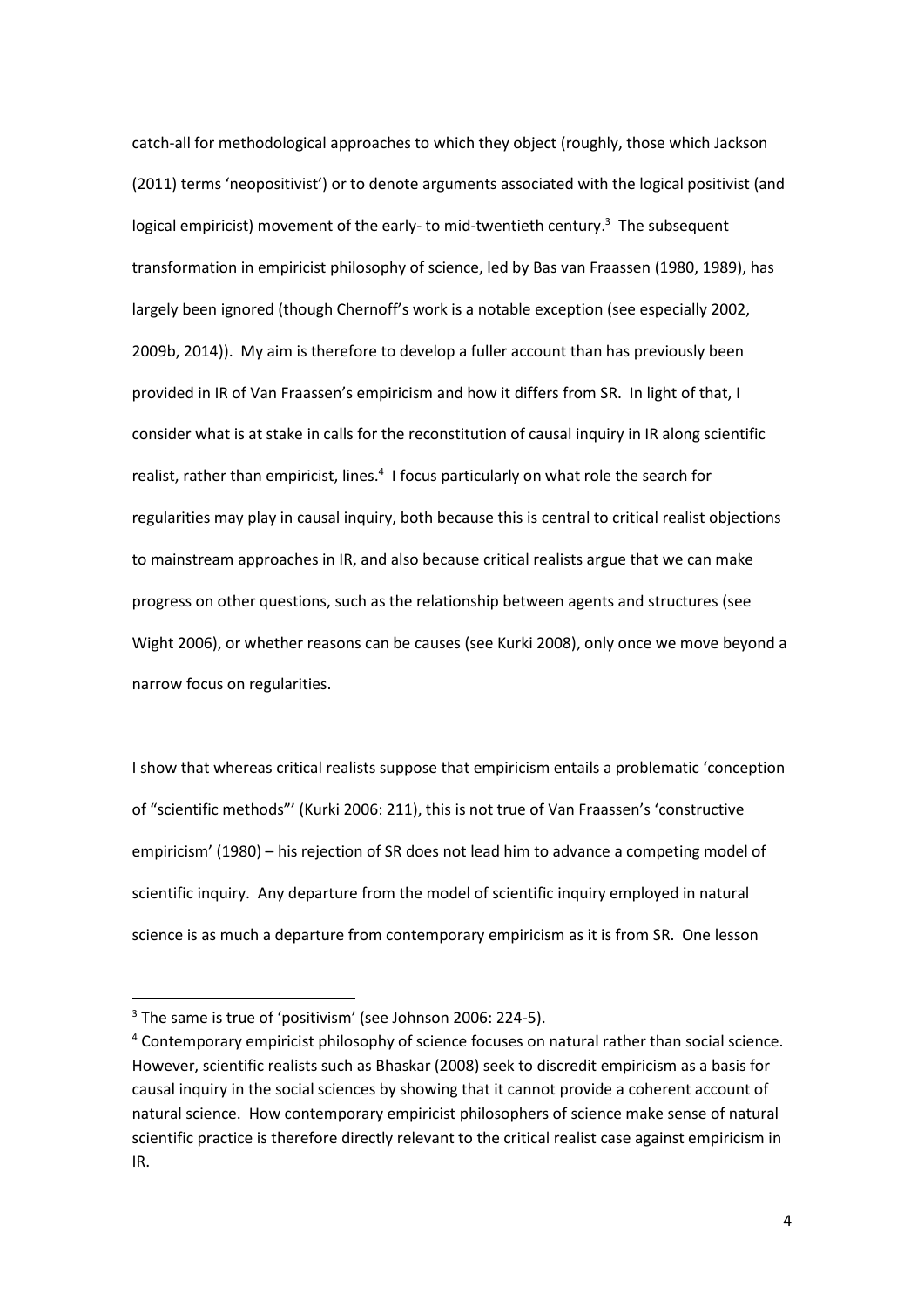catch-all for methodological approaches to which they object (roughly, those which Jackson (2011) terms 'neopositivist') or to denote arguments associated with the logical positivist (and logical empiricist) movement of the early- to mid-twentieth century.[3] The subsequent transformation in empiricist philosophy of science, led by Bas van Fraassen (1980, 1989), has largely been ignored (though Chernoff's work is a notable exception (see especially 2002, 2009b, 2014)). My aim is therefore to develop a fuller account than has previously been provided in IR of Van Fraassen's empiricism and how it differs from SR. In light of that, I consider what is at stake in calls for the reconstitution of causal inquiry in IR along scientific realist, rather than empiricist, lines.[4] I focus particularly on what role the search for regularities may play in causal inquiry, both because this is central to critical realist objections to mainstream approaches in IR, and also because critical realists argue that we can make progress on other questions, such as the relationship between agents and structures (see Wight 2006), or whether reasons can be causes (see Kurki 2008), only once we move beyond a narrow focus on regularities.

I show that whereas critical realists suppose that empiricism entails a problematic 'conception of "scientific methods"' (Kurki 2006: 211), this is not true of Van Fraassen's 'constructive empiricism' (1980) – his rejection of SR does not lead him to advance a competing model of scientific inquiry. Any departure from the model of scientific inquiry employed in natural science is as much a departure from contemporary empiricism as it is from SR. One lesson

---

[3] The same is true of 'positivism' (see Johnson 2006: 224-5).

[4] Contemporary empiricist philosophy of science focuses on natural rather than social science. However, scientific realists such as Bhaskar (2008) seek to discredit empiricism as a basis for causal inquiry in the social sciences by showing that it cannot provide a coherent account of natural science. How contemporary empiricist philosophers of science make sense of natural scientific practice is therefore directly relevant to the critical realist case against empiricism in IR.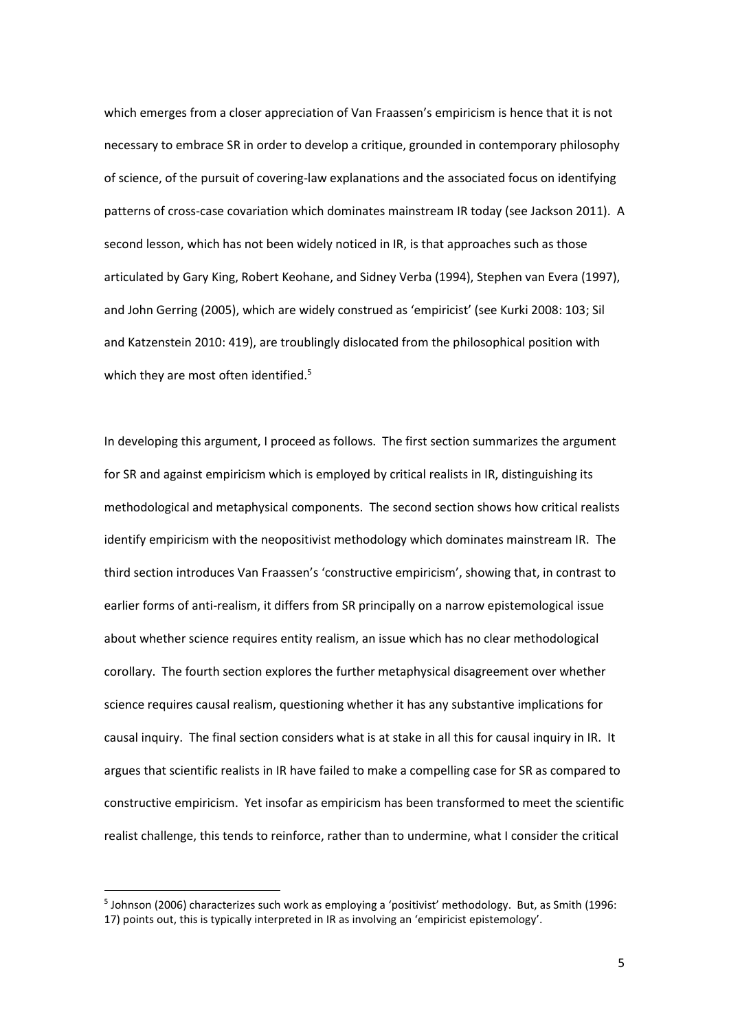which emerges from a closer appreciation of Van Fraassen's empiricism is hence that it is not necessary to embrace SR in order to develop a critique, grounded in contemporary philosophy of science, of the pursuit of covering-law explanations and the associated focus on identifying patterns of cross-case covariation which dominates mainstream IR today (see Jackson 2011). A second lesson, which has not been widely noticed in IR, is that approaches such as those articulated by Gary King, Robert Keohane, and Sidney Verba (1994), Stephen van Evera (1997), and John Gerring (2005), which are widely construed as 'empiricist' (see Kurki 2008: 103; Sil and Katzenstein 2010: 419), are troublingly dislocated from the philosophical position with which they are most often identified.[5]

In developing this argument, I proceed as follows. The first section summarizes the argument for SR and against empiricism which is employed by critical realists in IR, distinguishing its methodological and metaphysical components. The second section shows how critical realists identify empiricism with the neopositivist methodology which dominates mainstream IR. The third section introduces Van Fraassen's 'constructive empiricism', showing that, in contrast to earlier forms of anti-realism, it differs from SR principally on a narrow epistemological issue about whether science requires entity realism, an issue which has no clear methodological corollary. The fourth section explores the further metaphysical disagreement over whether science requires causal realism, questioning whether it has any substantive implications for causal inquiry. The final section considers what is at stake in all this for causal inquiry in IR. It argues that scientific realists in IR have failed to make a compelling case for SR as compared to constructive empiricism. Yet insofar as empiricism has been transformed to meet the scientific realist challenge, this tends to reinforce, rather than to undermine, what I consider the critical

[5] Johnson (2006) characterizes such work as employing a 'positivist' methodology. But, as Smith (1996: 17) points out, this is typically interpreted in IR as involving an 'empiricist epistemology'.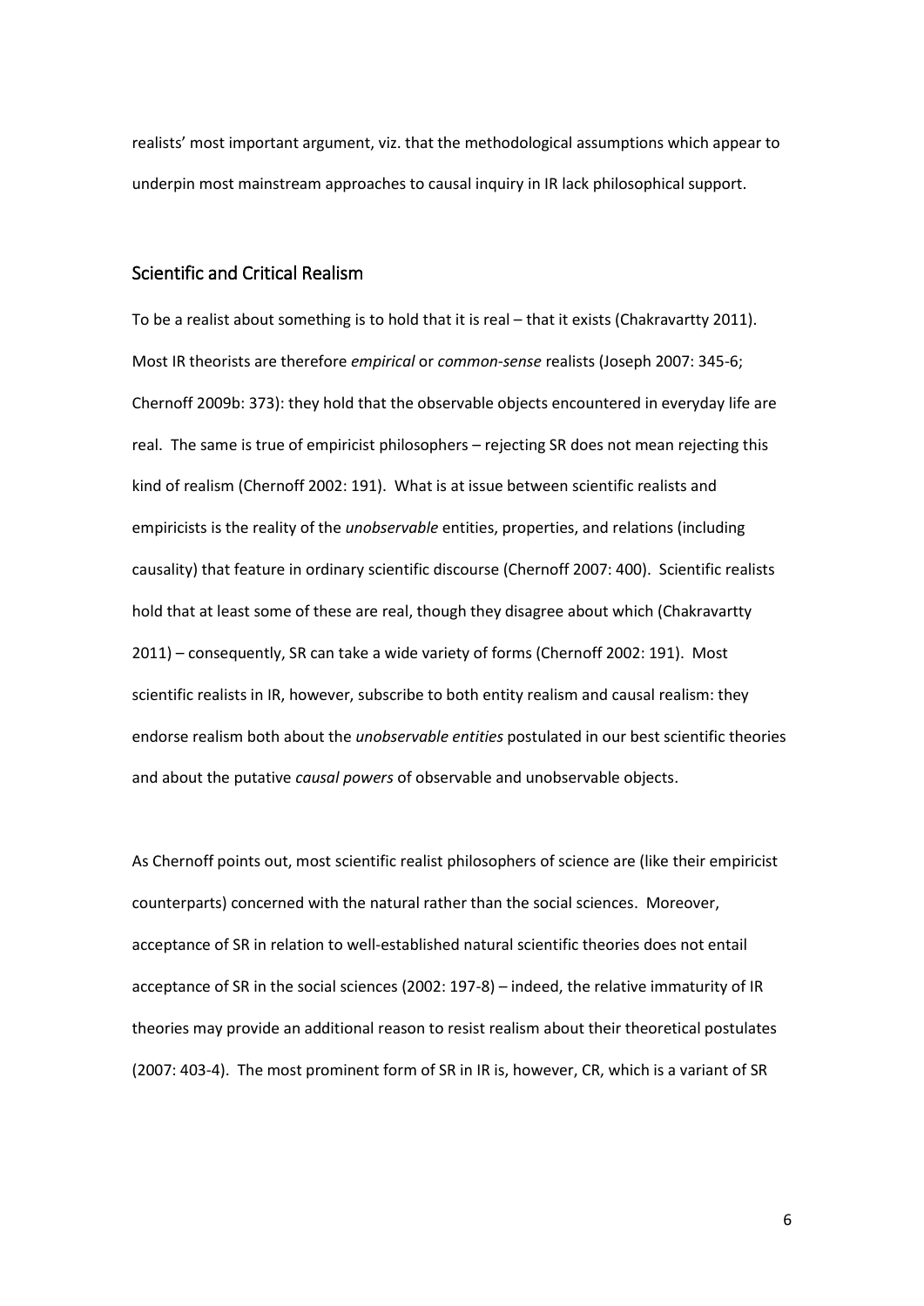realists' most important argument, viz. that the methodological assumptions which appear to underpin most mainstream approaches to causal inquiry in IR lack philosophical support.

## Scientific and Critical Realism

To be a realist about something is to hold that it is real – that it exists (Chakravartty 2011). Most IR theorists are therefore *empirical* or *common-sense* realists (Joseph 2007: 345-6; Chernoff 2009b: 373): they hold that the observable objects encountered in everyday life are real. The same is true of empiricist philosophers – rejecting SR does not mean rejecting this kind of realism (Chernoff 2002: 191). What is at issue between scientific realists and empiricists is the reality of the *unobservable* entities, properties, and relations (including causality) that feature in ordinary scientific discourse (Chernoff 2007: 400). Scientific realists hold that at least some of these are real, though they disagree about which (Chakravartty 2011) – consequently, SR can take a wide variety of forms (Chernoff 2002: 191). Most scientific realists in IR, however, subscribe to both entity realism and causal realism: they endorse realism both about the *unobservable entities* postulated in our best scientific theories and about the putative *causal powers* of observable and unobservable objects.

As Chernoff points out, most scientific realist philosophers of science are (like their empiricist counterparts) concerned with the natural rather than the social sciences. Moreover, acceptance of SR in relation to well-established natural scientific theories does not entail acceptance of SR in the social sciences (2002: 197-8) – indeed, the relative immaturity of IR theories may provide an additional reason to resist realism about their theoretical postulates (2007: 403-4). The most prominent form of SR in IR is, however, CR, which is a variant of SR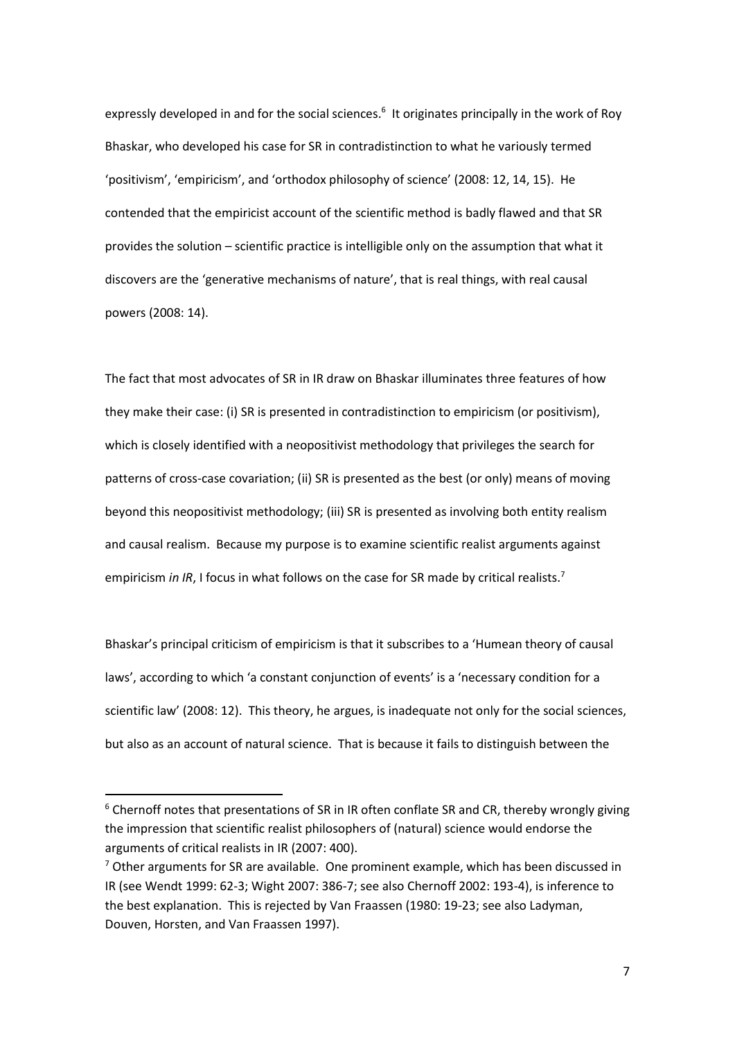expressly developed in and for the social sciences.[6] It originates principally in the work of Roy Bhaskar, who developed his case for SR in contradistinction to what he variously termed 'positivism', 'empiricism', and 'orthodox philosophy of science' (2008: 12, 14, 15). He contended that the empiricist account of the scientific method is badly flawed and that SR provides the solution – scientific practice is intelligible only on the assumption that what it discovers are the 'generative mechanisms of nature', that is real things, with real causal powers (2008: 14).

The fact that most advocates of SR in IR draw on Bhaskar illuminates three features of how they make their case: (i) SR is presented in contradistinction to empiricism (or positivism), which is closely identified with a neopositivist methodology that privileges the search for patterns of cross-case covariation; (ii) SR is presented as the best (or only) means of moving beyond this neopositivist methodology; (iii) SR is presented as involving both entity realism and causal realism. Because my purpose is to examine scientific realist arguments against empiricism *in IR*, I focus in what follows on the case for SR made by critical realists.[7]

Bhaskar's principal criticism of empiricism is that it subscribes to a 'Humean theory of causal laws', according to which 'a constant conjunction of events' is a 'necessary condition for a scientific law' (2008: 12). This theory, he argues, is inadequate not only for the social sciences, but also as an account of natural science. That is because it fails to distinguish between the

---

[6] Chernoff notes that presentations of SR in IR often conflate SR and CR, thereby wrongly giving the impression that scientific realist philosophers of (natural) science would endorse the arguments of critical realists in IR (2007: 400).

[7] Other arguments for SR are available. One prominent example, which has been discussed in IR (see Wendt 1999: 62-3; Wight 2007: 386-7; see also Chernoff 2002: 193-4), is inference to the best explanation. This is rejected by Van Fraassen (1980: 19-23; see also Ladyman, Douven, Horsten, and Van Fraassen 1997).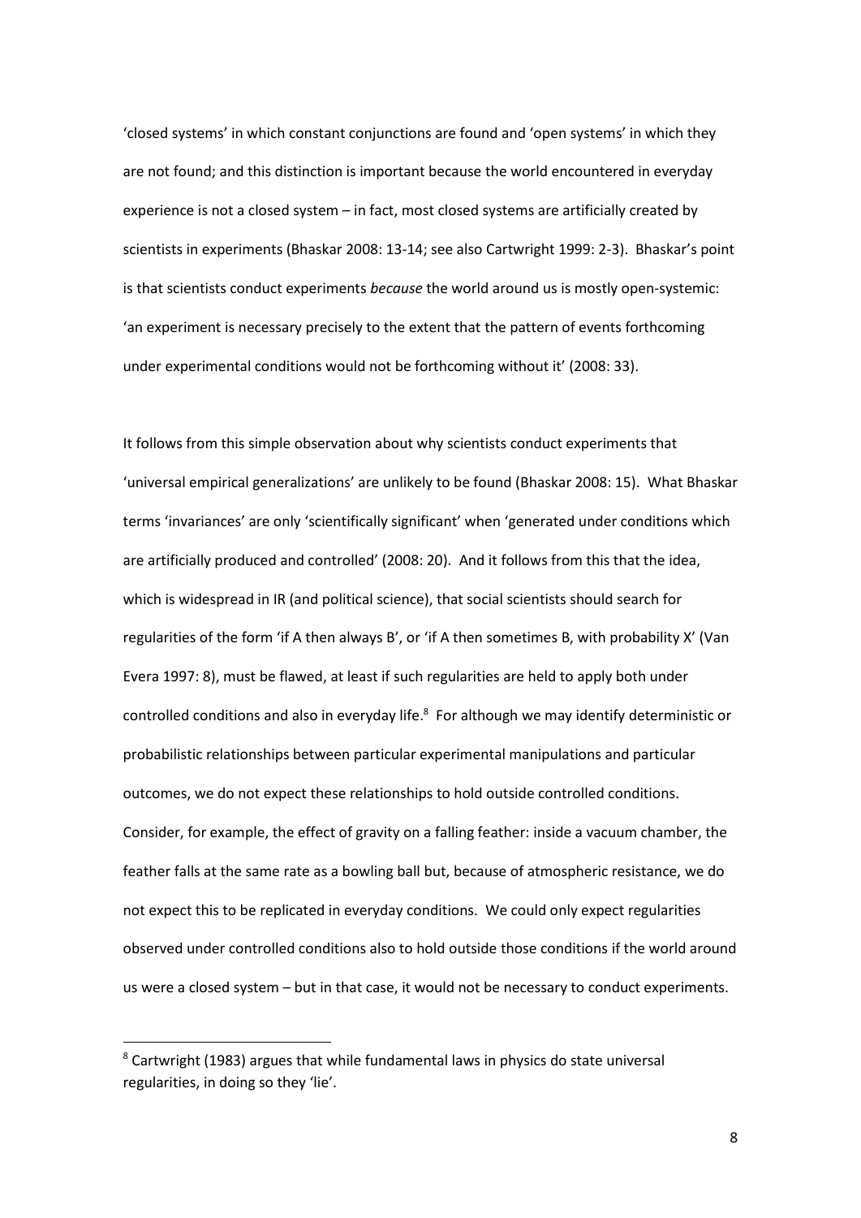'closed systems' in which constant conjunctions are found and 'open systems' in which they are not found; and this distinction is important because the world encountered in everyday experience is not a closed system – in fact, most closed systems are artificially created by scientists in experiments (Bhaskar 2008: 13-14; see also Cartwright 1999: 2-3). Bhaskar's point is that scientists conduct experiments *because* the world around us is mostly open-systemic: 'an experiment is necessary precisely to the extent that the pattern of events forthcoming under experimental conditions would not be forthcoming without it' (2008: 33).

It follows from this simple observation about why scientists conduct experiments that 'universal empirical generalizations' are unlikely to be found (Bhaskar 2008: 15). What Bhaskar terms 'invariances' are only 'scientifically significant' when 'generated under conditions which are artificially produced and controlled' (2008: 20). And it follows from this that the idea, which is widespread in IR (and political science), that social scientists should search for regularities of the form 'if A then always B', or 'if A then sometimes B, with probability X' (Van Evera 1997: 8), must be flawed, at least if such regularities are held to apply both under controlled conditions and also in everyday life.[8] For although we may identify deterministic or probabilistic relationships between particular experimental manipulations and particular outcomes, we do not expect these relationships to hold outside controlled conditions. Consider, for example, the effect of gravity on a falling feather: inside a vacuum chamber, the feather falls at the same rate as a bowling ball but, because of atmospheric resistance, we do not expect this to be replicated in everyday conditions. We could only expect regularities observed under controlled conditions also to hold outside those conditions if the world around us were a closed system – but in that case, it would not be necessary to conduct experiments.

[8] Cartwright (1983) argues that while fundamental laws in physics do state universal regularities, in doing so they 'lie'.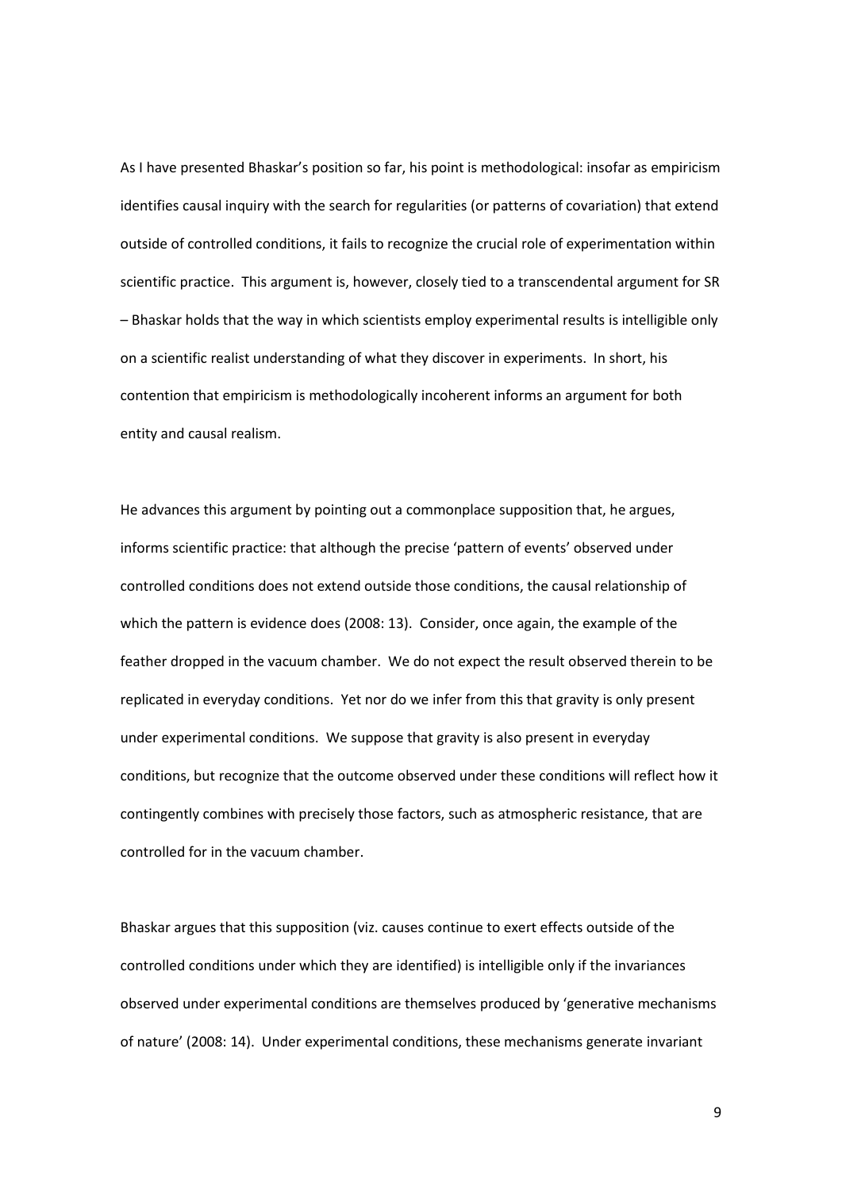As I have presented Bhaskar's position so far, his point is methodological: insofar as empiricism identifies causal inquiry with the search for regularities (or patterns of covariation) that extend outside of controlled conditions, it fails to recognize the crucial role of experimentation within scientific practice. This argument is, however, closely tied to a transcendental argument for SR – Bhaskar holds that the way in which scientists employ experimental results is intelligible only on a scientific realist understanding of what they discover in experiments. In short, his contention that empiricism is methodologically incoherent informs an argument for both entity and causal realism.

He advances this argument by pointing out a commonplace supposition that, he argues, informs scientific practice: that although the precise 'pattern of events' observed under controlled conditions does not extend outside those conditions, the causal relationship of which the pattern is evidence does (2008: 13). Consider, once again, the example of the feather dropped in the vacuum chamber. We do not expect the result observed therein to be replicated in everyday conditions. Yet nor do we infer from this that gravity is only present under experimental conditions. We suppose that gravity is also present in everyday conditions, but recognize that the outcome observed under these conditions will reflect how it contingently combines with precisely those factors, such as atmospheric resistance, that are controlled for in the vacuum chamber.

Bhaskar argues that this supposition (viz. causes continue to exert effects outside of the controlled conditions under which they are identified) is intelligible only if the invariances observed under experimental conditions are themselves produced by 'generative mechanisms of nature' (2008: 14). Under experimental conditions, these mechanisms generate invariant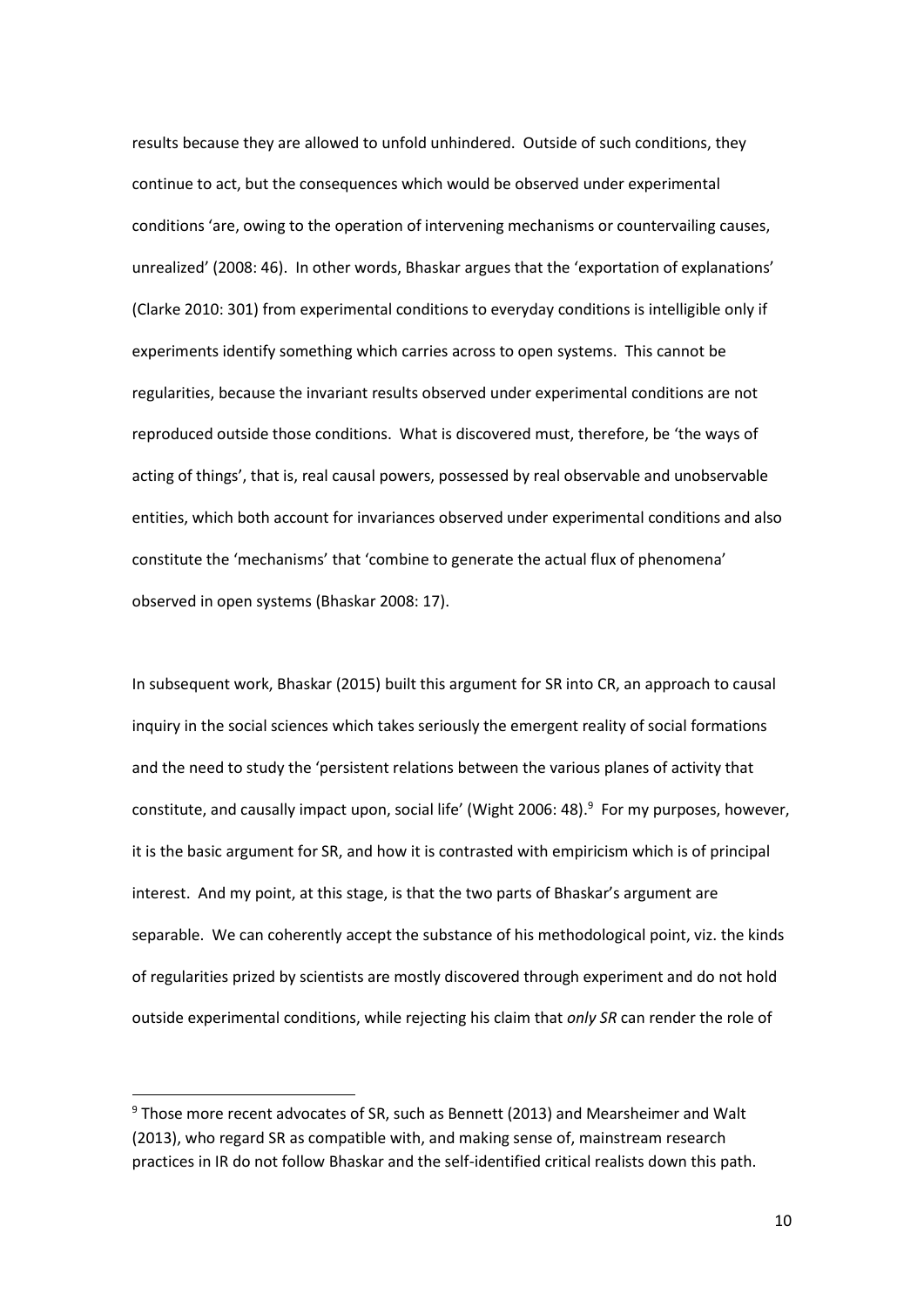results because they are allowed to unfold unhindered. Outside of such conditions, they continue to act, but the consequences which would be observed under experimental conditions 'are, owing to the operation of intervening mechanisms or countervailing causes, unrealized' (2008: 46). In other words, Bhaskar argues that the 'exportation of explanations' (Clarke 2010: 301) from experimental conditions to everyday conditions is intelligible only if experiments identify something which carries across to open systems. This cannot be regularities, because the invariant results observed under experimental conditions are not reproduced outside those conditions. What is discovered must, therefore, be 'the ways of acting of things', that is, real causal powers, possessed by real observable and unobservable entities, which both account for invariances observed under experimental conditions and also constitute the 'mechanisms' that 'combine to generate the actual flux of phenomena' observed in open systems (Bhaskar 2008: 17).

In subsequent work, Bhaskar (2015) built this argument for SR into CR, an approach to causal inquiry in the social sciences which takes seriously the emergent reality of social formations and the need to study the 'persistent relations between the various planes of activity that constitute, and causally impact upon, social life' (Wight 2006: 48).[9] For my purposes, however, it is the basic argument for SR, and how it is contrasted with empiricism which is of principal interest. And my point, at this stage, is that the two parts of Bhaskar's argument are separable. We can coherently accept the substance of his methodological point, viz. the kinds of regularities prized by scientists are mostly discovered through experiment and do not hold outside experimental conditions, while rejecting his claim that *only SR* can render the role of

[9] Those more recent advocates of SR, such as Bennett (2013) and Mearsheimer and Walt (2013), who regard SR as compatible with, and making sense of, mainstream research practices in IR do not follow Bhaskar and the self-identified critical realists down this path.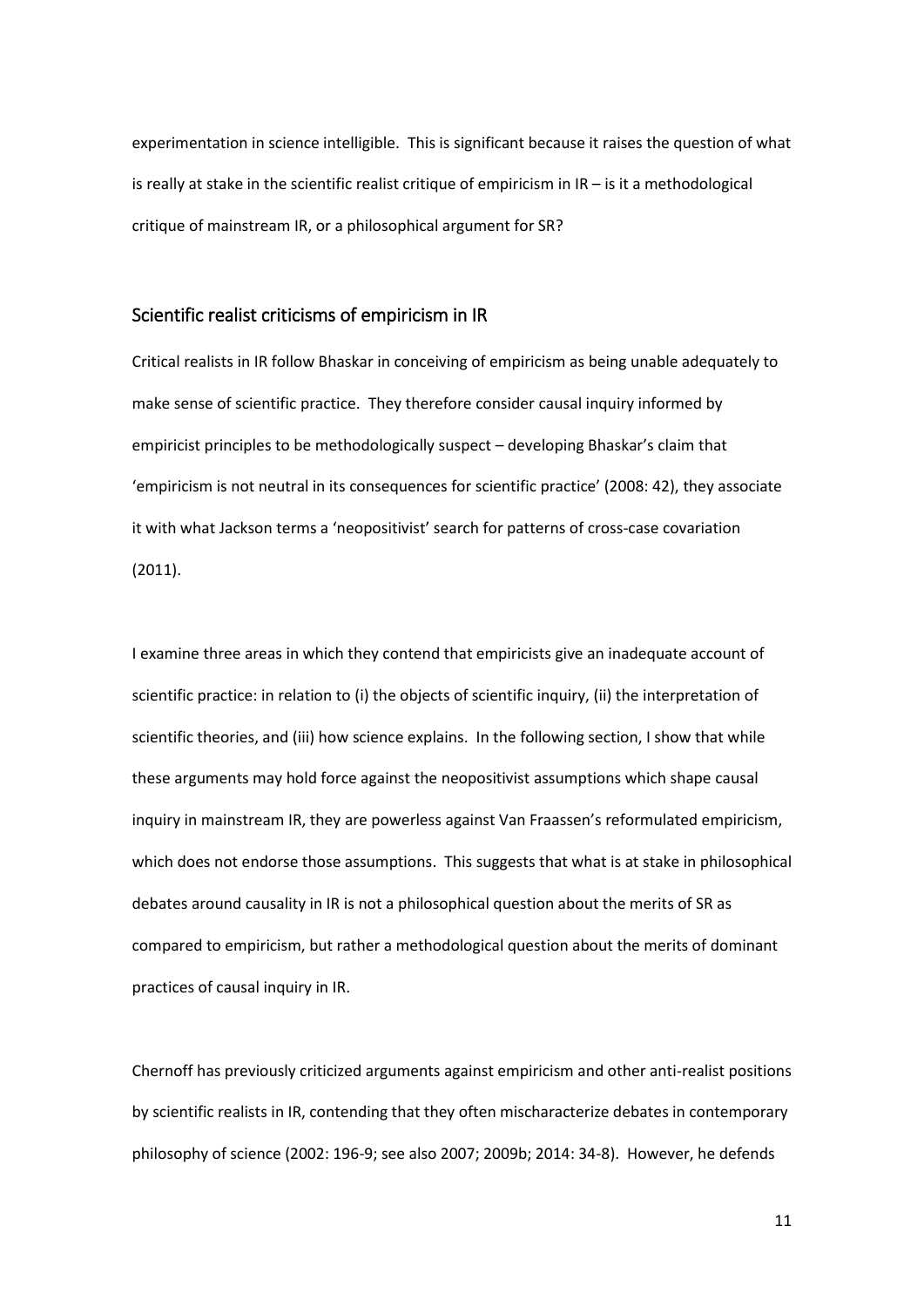experimentation in science intelligible. This is significant because it raises the question of what is really at stake in the scientific realist critique of empiricism in IR – is it a methodological critique of mainstream IR, or a philosophical argument for SR?

## Scientific realist criticisms of empiricism in IR

Critical realists in IR follow Bhaskar in conceiving of empiricism as being unable adequately to make sense of scientific practice. They therefore consider causal inquiry informed by empiricist principles to be methodologically suspect – developing Bhaskar's claim that 'empiricism is not neutral in its consequences for scientific practice' (2008: 42), they associate it with what Jackson terms a 'neopositivist' search for patterns of cross-case covariation (2011).

I examine three areas in which they contend that empiricists give an inadequate account of scientific practice: in relation to (i) the objects of scientific inquiry, (ii) the interpretation of scientific theories, and (iii) how science explains. In the following section, I show that while these arguments may hold force against the neopositivist assumptions which shape causal inquiry in mainstream IR, they are powerless against Van Fraassen's reformulated empiricism, which does not endorse those assumptions. This suggests that what is at stake in philosophical debates around causality in IR is not a philosophical question about the merits of SR as compared to empiricism, but rather a methodological question about the merits of dominant practices of causal inquiry in IR.

Chernoff has previously criticized arguments against empiricism and other anti-realist positions by scientific realists in IR, contending that they often mischaracterize debates in contemporary philosophy of science (2002: 196-9; see also 2007; 2009b; 2014: 34-8). However, he defends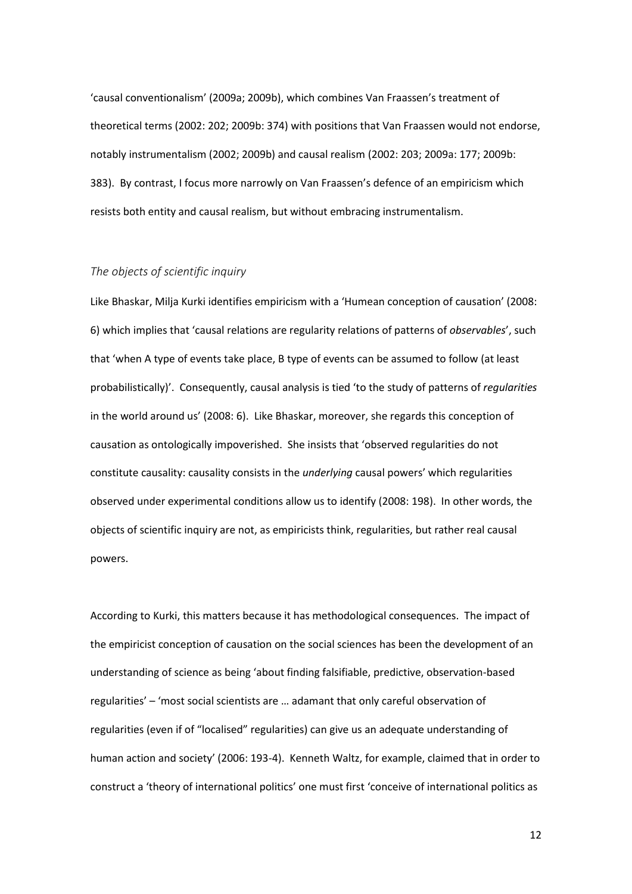'causal conventionalism' (2009a; 2009b), which combines Van Fraassen's treatment of theoretical terms (2002: 202; 2009b: 374) with positions that Van Fraassen would not endorse, notably instrumentalism (2002; 2009b) and causal realism (2002: 203; 2009a: 177; 2009b: 383). By contrast, I focus more narrowly on Van Fraassen's defence of an empiricism which resists both entity and causal realism, but without embracing instrumentalism.

### *The objects of scientific inquiry*

Like Bhaskar, Milja Kurki identifies empiricism with a 'Humean conception of causation' (2008: 6) which implies that 'causal relations are regularity relations of patterns of *observables*', such that 'when A type of events take place, B type of events can be assumed to follow (at least probabilistically)'. Consequently, causal analysis is tied 'to the study of patterns of *regularities* in the world around us' (2008: 6). Like Bhaskar, moreover, she regards this conception of causation as ontologically impoverished. She insists that 'observed regularities do not constitute causality: causality consists in the *underlying* causal powers' which regularities observed under experimental conditions allow us to identify (2008: 198). In other words, the objects of scientific inquiry are not, as empiricists think, regularities, but rather real causal powers.

According to Kurki, this matters because it has methodological consequences. The impact of the empiricist conception of causation on the social sciences has been the development of an understanding of science as being 'about finding falsifiable, predictive, observation-based regularities' – 'most social scientists are … adamant that only careful observation of regularities (even if of "localised" regularities) can give us an adequate understanding of human action and society' (2006: 193-4). Kenneth Waltz, for example, claimed that in order to construct a 'theory of international politics' one must first 'conceive of international politics as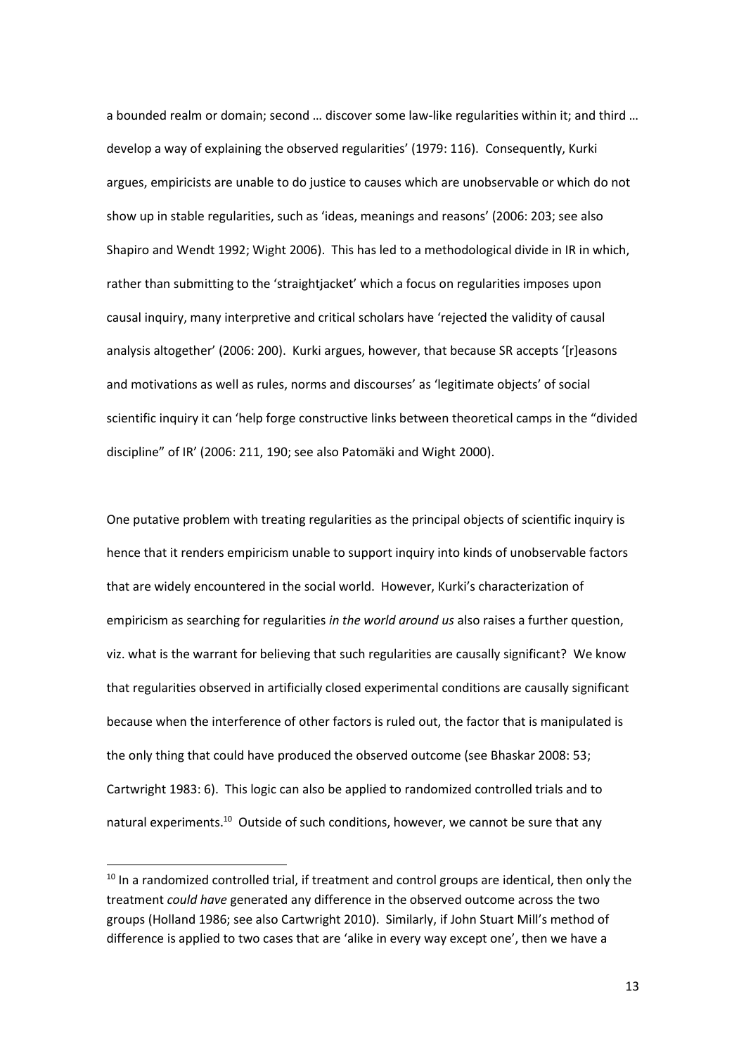a bounded realm or domain; second … discover some law-like regularities within it; and third … develop a way of explaining the observed regularities' (1979: 116). Consequently, Kurki argues, empiricists are unable to do justice to causes which are unobservable or which do not show up in stable regularities, such as 'ideas, meanings and reasons' (2006: 203; see also Shapiro and Wendt 1992; Wight 2006). This has led to a methodological divide in IR in which, rather than submitting to the 'straightjacket' which a focus on regularities imposes upon causal inquiry, many interpretive and critical scholars have 'rejected the validity of causal analysis altogether' (2006: 200). Kurki argues, however, that because SR accepts '[r]easons and motivations as well as rules, norms and discourses' as 'legitimate objects' of social scientific inquiry it can 'help forge constructive links between theoretical camps in the "divided discipline" of IR' (2006: 211, 190; see also Patomäki and Wight 2000).

One putative problem with treating regularities as the principal objects of scientific inquiry is hence that it renders empiricism unable to support inquiry into kinds of unobservable factors that are widely encountered in the social world. However, Kurki's characterization of empiricism as searching for regularities *in the world around us* also raises a further question, viz. what is the warrant for believing that such regularities are causally significant? We know that regularities observed in artificially closed experimental conditions are causally significant because when the interference of other factors is ruled out, the factor that is manipulated is the only thing that could have produced the observed outcome (see Bhaskar 2008: 53; Cartwright 1983: 6). This logic can also be applied to randomized controlled trials and to natural experiments.[10] Outside of such conditions, however, we cannot be sure that any

[10] In a randomized controlled trial, if treatment and control groups are identical, then only the treatment *could have* generated any difference in the observed outcome across the two groups (Holland 1986; see also Cartwright 2010). Similarly, if John Stuart Mill's method of difference is applied to two cases that are 'alike in every way except one', then we have a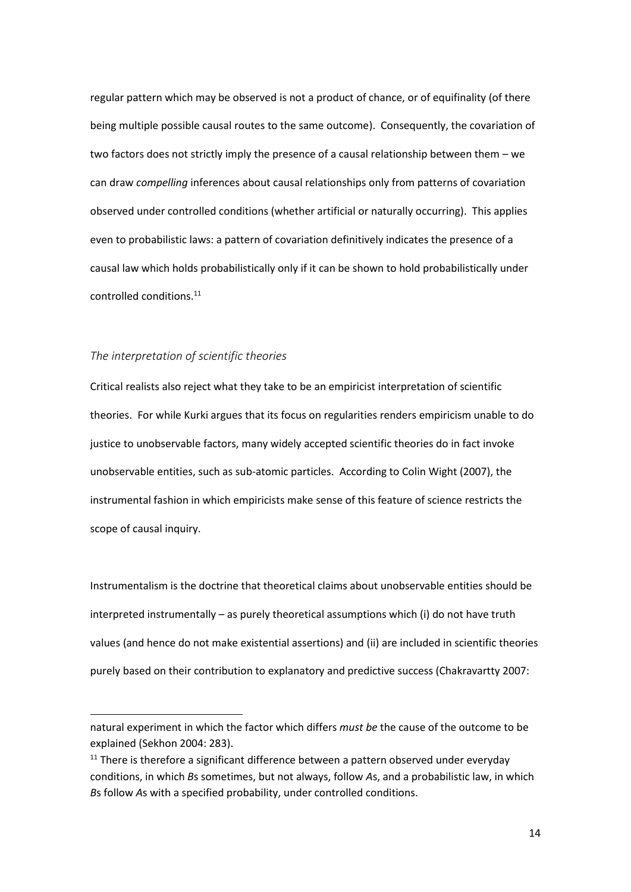regular pattern which may be observed is not a product of chance, or of equifinality (of there being multiple possible causal routes to the same outcome). Consequently, the covariation of two factors does not strictly imply the presence of a causal relationship between them – we can draw *compelling* inferences about causal relationships only from patterns of covariation observed under controlled conditions (whether artificial or naturally occurring). This applies even to probabilistic laws: a pattern of covariation definitively indicates the presence of a causal law which holds probabilistically only if it can be shown to hold probabilistically under controlled conditions.[11]

### *The interpretation of scientific theories*

Critical realists also reject what they take to be an empiricist interpretation of scientific theories. For while Kurki argues that its focus on regularities renders empiricism unable to do justice to unobservable factors, many widely accepted scientific theories do in fact invoke unobservable entities, such as sub-atomic particles. According to Colin Wight (2007), the instrumental fashion in which empiricists make sense of this feature of science restricts the scope of causal inquiry.

Instrumentalism is the doctrine that theoretical claims about unobservable entities should be interpreted instrumentally – as purely theoretical assumptions which (i) do not have truth values (and hence do not make existential assertions) and (ii) are included in scientific theories purely based on their contribution to explanatory and predictive success (Chakravartty 2007:

---

natural experiment in which the factor which differs *must be* the cause of the outcome to be explained (Sekhon 2004: 283).

[11] There is therefore a significant difference between a pattern observed under everyday conditions, in which *B*s sometimes, but not always, follow *A*s, and a probabilistic law, in which *B*s follow *A*s with a specified probability, under controlled conditions.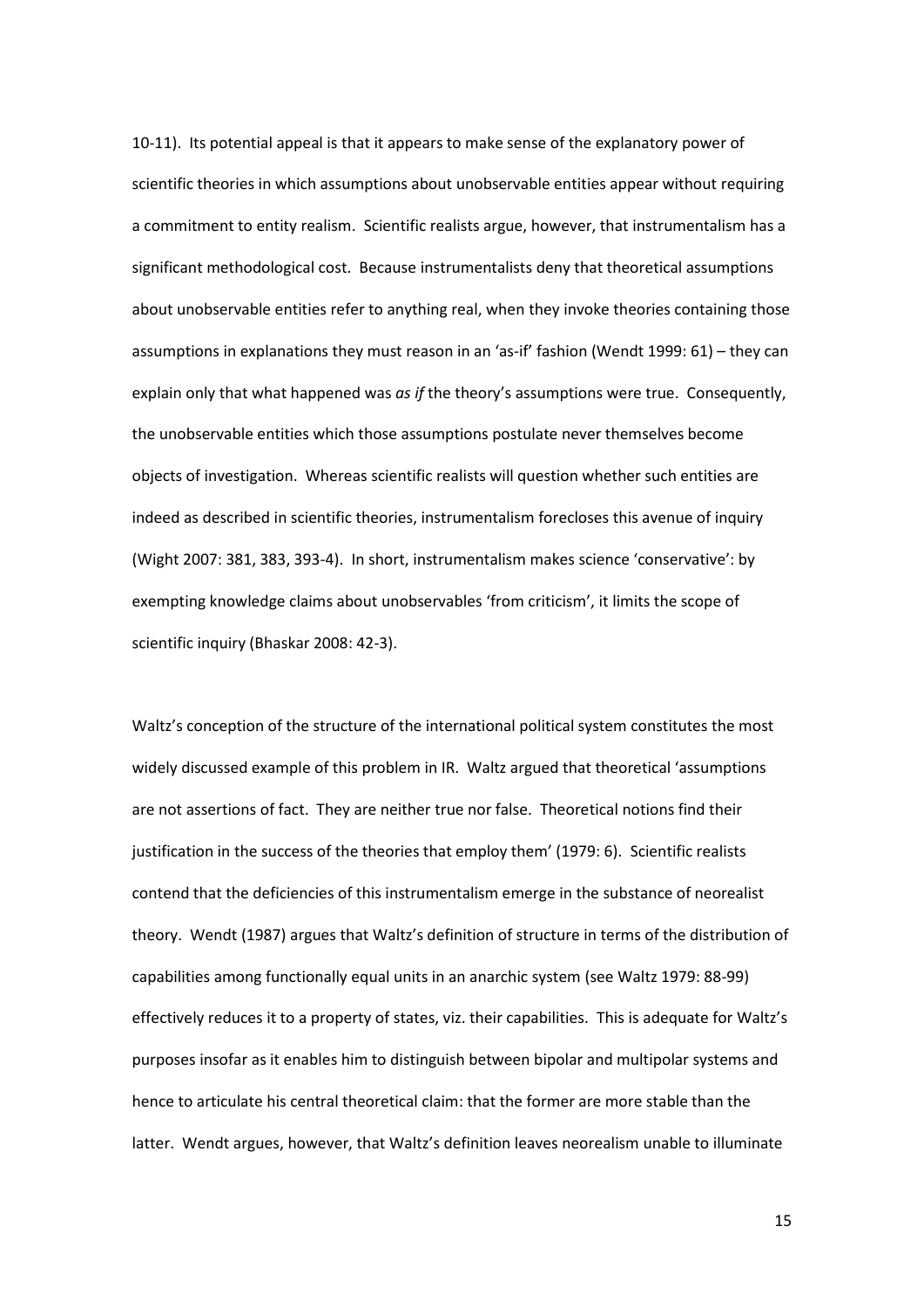10-11). Its potential appeal is that it appears to make sense of the explanatory power of scientific theories in which assumptions about unobservable entities appear without requiring a commitment to entity realism. Scientific realists argue, however, that instrumentalism has a significant methodological cost. Because instrumentalists deny that theoretical assumptions about unobservable entities refer to anything real, when they invoke theories containing those assumptions in explanations they must reason in an 'as-if' fashion (Wendt 1999: 61) – they can explain only that what happened was *as if* the theory's assumptions were true. Consequently, the unobservable entities which those assumptions postulate never themselves become objects of investigation. Whereas scientific realists will question whether such entities are indeed as described in scientific theories, instrumentalism forecloses this avenue of inquiry (Wight 2007: 381, 383, 393-4). In short, instrumentalism makes science 'conservative': by exempting knowledge claims about unobservables 'from criticism', it limits the scope of scientific inquiry (Bhaskar 2008: 42-3).

Waltz's conception of the structure of the international political system constitutes the most widely discussed example of this problem in IR. Waltz argued that theoretical 'assumptions are not assertions of fact. They are neither true nor false. Theoretical notions find their justification in the success of the theories that employ them' (1979: 6). Scientific realists contend that the deficiencies of this instrumentalism emerge in the substance of neorealist theory. Wendt (1987) argues that Waltz's definition of structure in terms of the distribution of capabilities among functionally equal units in an anarchic system (see Waltz 1979: 88-99) effectively reduces it to a property of states, viz. their capabilities. This is adequate for Waltz's purposes insofar as it enables him to distinguish between bipolar and multipolar systems and hence to articulate his central theoretical claim: that the former are more stable than the latter. Wendt argues, however, that Waltz's definition leaves neorealism unable to illuminate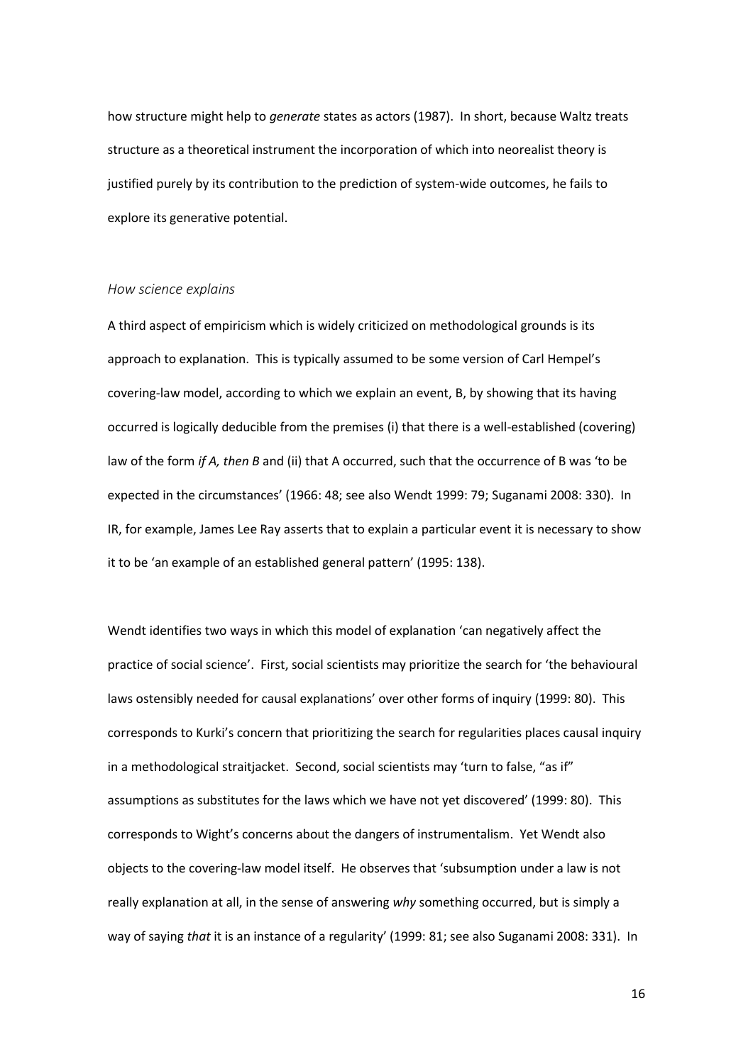how structure might help to *generate* states as actors (1987). In short, because Waltz treats structure as a theoretical instrument the incorporation of which into neorealist theory is justified purely by its contribution to the prediction of system-wide outcomes, he fails to explore its generative potential.

### *How science explains*

A third aspect of empiricism which is widely criticized on methodological grounds is its approach to explanation. This is typically assumed to be some version of Carl Hempel's covering-law model, according to which we explain an event, B, by showing that its having occurred is logically deducible from the premises (i) that there is a well-established (covering) law of the form *if A, then B* and (ii) that A occurred, such that the occurrence of B was 'to be expected in the circumstances' (1966: 48; see also Wendt 1999: 79; Suganami 2008: 330). In IR, for example, James Lee Ray asserts that to explain a particular event it is necessary to show it to be 'an example of an established general pattern' (1995: 138).

Wendt identifies two ways in which this model of explanation 'can negatively affect the practice of social science'. First, social scientists may prioritize the search for 'the behavioural laws ostensibly needed for causal explanations' over other forms of inquiry (1999: 80). This corresponds to Kurki's concern that prioritizing the search for regularities places causal inquiry in a methodological straitjacket. Second, social scientists may 'turn to false, "as if" assumptions as substitutes for the laws which we have not yet discovered' (1999: 80). This corresponds to Wight's concerns about the dangers of instrumentalism. Yet Wendt also objects to the covering-law model itself. He observes that 'subsumption under a law is not really explanation at all, in the sense of answering *why* something occurred, but is simply a way of saying *that* it is an instance of a regularity' (1999: 81; see also Suganami 2008: 331). In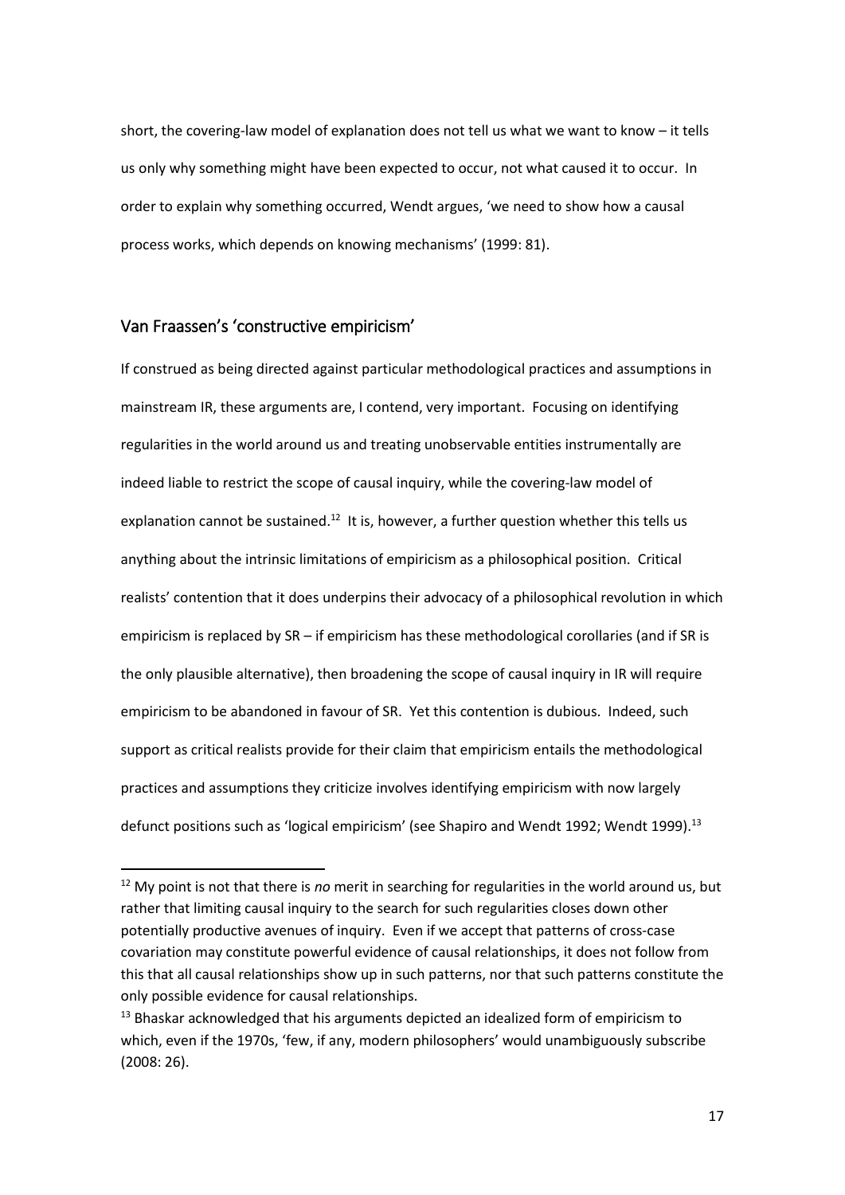short, the covering-law model of explanation does not tell us what we want to know – it tells us only why something might have been expected to occur, not what caused it to occur. In order to explain why something occurred, Wendt argues, 'we need to show how a causal process works, which depends on knowing mechanisms' (1999: 81).

## Van Fraassen's 'constructive empiricism'

If construed as being directed against particular methodological practices and assumptions in mainstream IR, these arguments are, I contend, very important. Focusing on identifying regularities in the world around us and treating unobservable entities instrumentally are indeed liable to restrict the scope of causal inquiry, while the covering-law model of explanation cannot be sustained.[12] It is, however, a further question whether this tells us anything about the intrinsic limitations of empiricism as a philosophical position. Critical realists' contention that it does underpins their advocacy of a philosophical revolution in which empiricism is replaced by SR – if empiricism has these methodological corollaries (and if SR is the only plausible alternative), then broadening the scope of causal inquiry in IR will require empiricism to be abandoned in favour of SR. Yet this contention is dubious. Indeed, such support as critical realists provide for their claim that empiricism entails the methodological practices and assumptions they criticize involves identifying empiricism with now largely defunct positions such as 'logical empiricism' (see Shapiro and Wendt 1992; Wendt 1999).[13]

---

[12] My point is not that there is *no* merit in searching for regularities in the world around us, but rather that limiting causal inquiry to the search for such regularities closes down other potentially productive avenues of inquiry. Even if we accept that patterns of cross-case covariation may constitute powerful evidence of causal relationships, it does not follow from this that all causal relationships show up in such patterns, nor that such patterns constitute the only possible evidence for causal relationships.

[13] Bhaskar acknowledged that his arguments depicted an idealized form of empiricism to which, even if the 1970s, 'few, if any, modern philosophers' would unambiguously subscribe (2008: 26).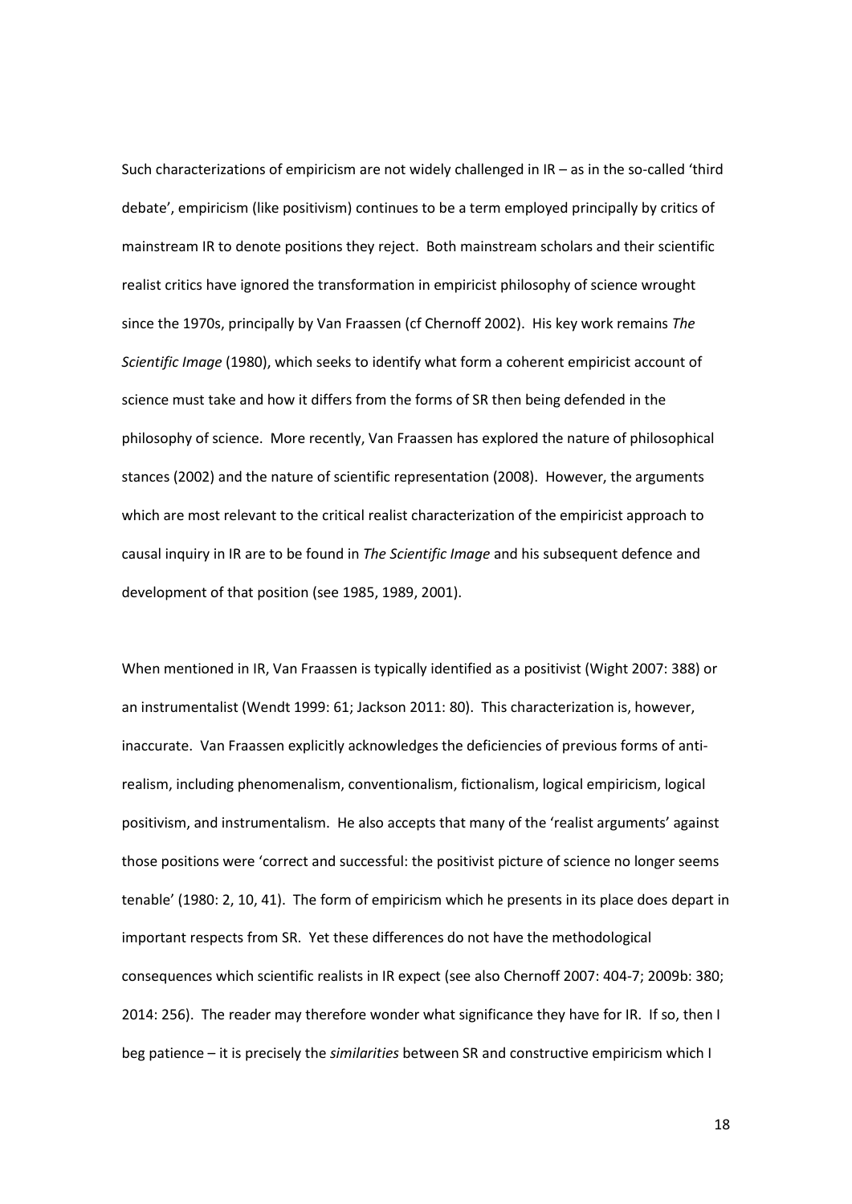Such characterizations of empiricism are not widely challenged in IR – as in the so-called 'third debate', empiricism (like positivism) continues to be a term employed principally by critics of mainstream IR to denote positions they reject. Both mainstream scholars and their scientific realist critics have ignored the transformation in empiricist philosophy of science wrought since the 1970s, principally by Van Fraassen (cf Chernoff 2002). His key work remains *The Scientific Image* (1980), which seeks to identify what form a coherent empiricist account of science must take and how it differs from the forms of SR then being defended in the philosophy of science. More recently, Van Fraassen has explored the nature of philosophical stances (2002) and the nature of scientific representation (2008). However, the arguments which are most relevant to the critical realist characterization of the empiricist approach to causal inquiry in IR are to be found in *The Scientific Image* and his subsequent defence and development of that position (see 1985, 1989, 2001).

When mentioned in IR, Van Fraassen is typically identified as a positivist (Wight 2007: 388) or an instrumentalist (Wendt 1999: 61; Jackson 2011: 80). This characterization is, however, inaccurate. Van Fraassen explicitly acknowledges the deficiencies of previous forms of anti-realism, including phenomenalism, conventionalism, fictionalism, logical empiricism, logical positivism, and instrumentalism. He also accepts that many of the 'realist arguments' against those positions were 'correct and successful: the positivist picture of science no longer seems tenable' (1980: 2, 10, 41). The form of empiricism which he presents in its place does depart in important respects from SR. Yet these differences do not have the methodological consequences which scientific realists in IR expect (see also Chernoff 2007: 404-7; 2009b: 380; 2014: 256). The reader may therefore wonder what significance they have for IR. If so, then I beg patience – it is precisely the *similarities* between SR and constructive empiricism which I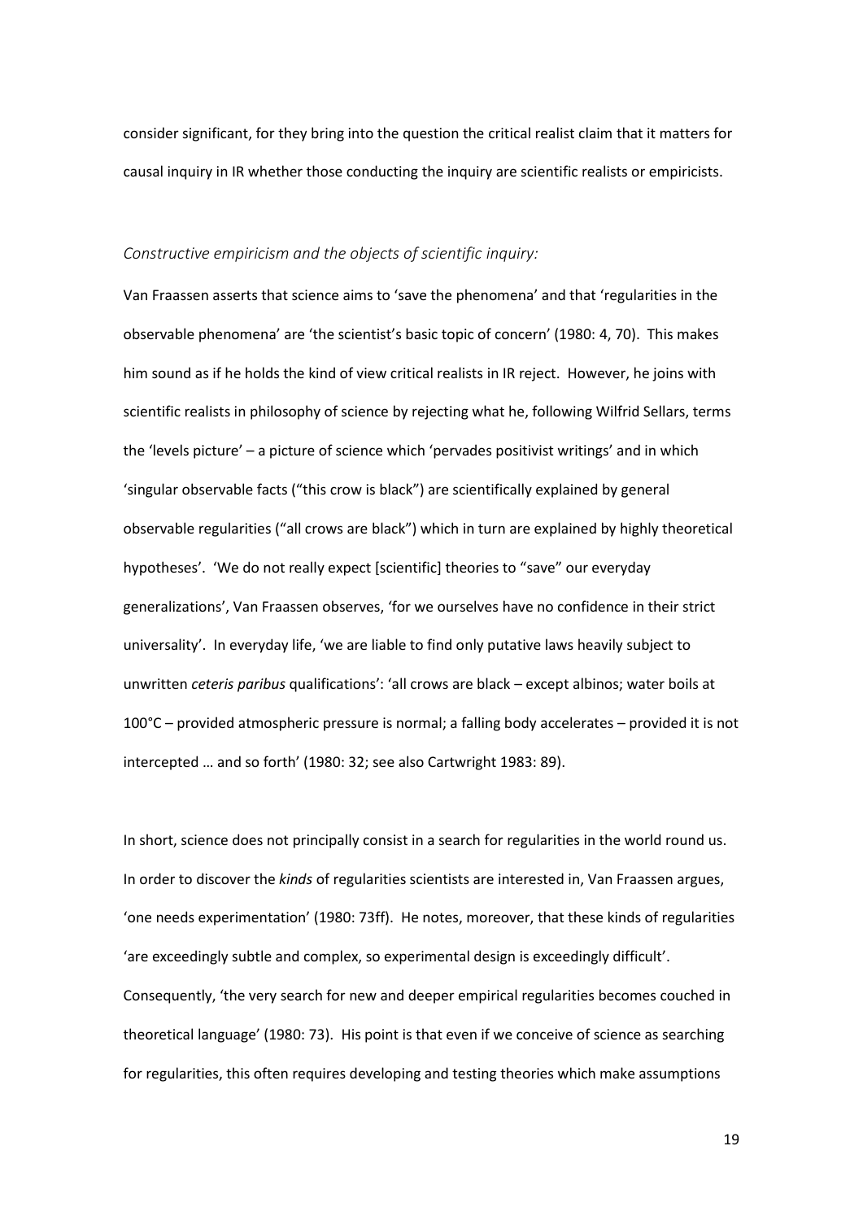consider significant, for they bring into the question the critical realist claim that it matters for causal inquiry in IR whether those conducting the inquiry are scientific realists or empiricists.

*Constructive empiricism and the objects of scientific inquiry:*

Van Fraassen asserts that science aims to 'save the phenomena' and that 'regularities in the observable phenomena' are 'the scientist's basic topic of concern' (1980: 4, 70). This makes him sound as if he holds the kind of view critical realists in IR reject. However, he joins with scientific realists in philosophy of science by rejecting what he, following Wilfrid Sellars, terms the 'levels picture' – a picture of science which 'pervades positivist writings' and in which 'singular observable facts ("this crow is black") are scientifically explained by general observable regularities ("all crows are black") which in turn are explained by highly theoretical hypotheses'. 'We do not really expect [scientific] theories to "save" our everyday generalizations', Van Fraassen observes, 'for we ourselves have no confidence in their strict universality'. In everyday life, 'we are liable to find only putative laws heavily subject to unwritten *ceteris paribus* qualifications': 'all crows are black – except albinos; water boils at 100°C – provided atmospheric pressure is normal; a falling body accelerates – provided it is not intercepted … and so forth' (1980: 32; see also Cartwright 1983: 89).

In short, science does not principally consist in a search for regularities in the world round us. In order to discover the *kinds* of regularities scientists are interested in, Van Fraassen argues, 'one needs experimentation' (1980: 73ff). He notes, moreover, that these kinds of regularities 'are exceedingly subtle and complex, so experimental design is exceedingly difficult'. Consequently, 'the very search for new and deeper empirical regularities becomes couched in theoretical language' (1980: 73). His point is that even if we conceive of science as searching for regularities, this often requires developing and testing theories which make assumptions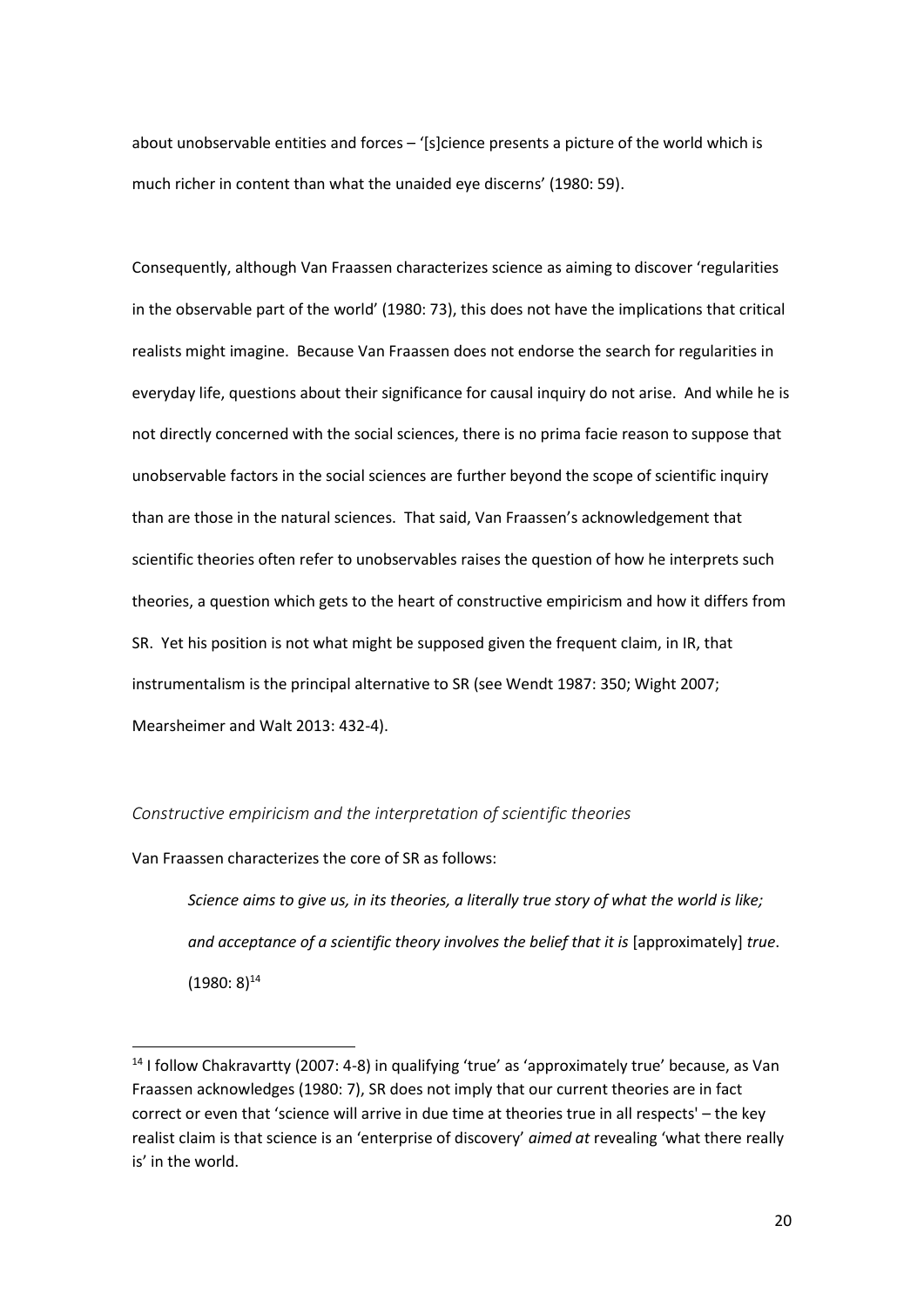about unobservable entities and forces – '[s]cience presents a picture of the world which is much richer in content than what the unaided eye discerns' (1980: 59).

Consequently, although Van Fraassen characterizes science as aiming to discover 'regularities in the observable part of the world' (1980: 73), this does not have the implications that critical realists might imagine. Because Van Fraassen does not endorse the search for regularities in everyday life, questions about their significance for causal inquiry do not arise. And while he is not directly concerned with the social sciences, there is no prima facie reason to suppose that unobservable factors in the social sciences are further beyond the scope of scientific inquiry than are those in the natural sciences. That said, Van Fraassen's acknowledgement that scientific theories often refer to unobservables raises the question of how he interprets such theories, a question which gets to the heart of constructive empiricism and how it differs from SR. Yet his position is not what might be supposed given the frequent claim, in IR, that instrumentalism is the principal alternative to SR (see Wendt 1987: 350; Wight 2007; Mearsheimer and Walt 2013: 432-4).

### *Constructive empiricism and the interpretation of scientific theories*

Van Fraassen characterizes the core of SR as follows:

> *Science aims to give us, in its theories, a literally true story of what the world is like; and acceptance of a scientific theory involves the belief that it is* [approximately] *true*. (1980: 8)[14]

[14] I follow Chakravartty (2007: 4-8) in qualifying 'true' as 'approximately true' because, as Van Fraassen acknowledges (1980: 7), SR does not imply that our current theories are in fact correct or even that 'science will arrive in due time at theories true in all respects' – the key realist claim is that science is an 'enterprise of discovery' *aimed at* revealing 'what there really is' in the world.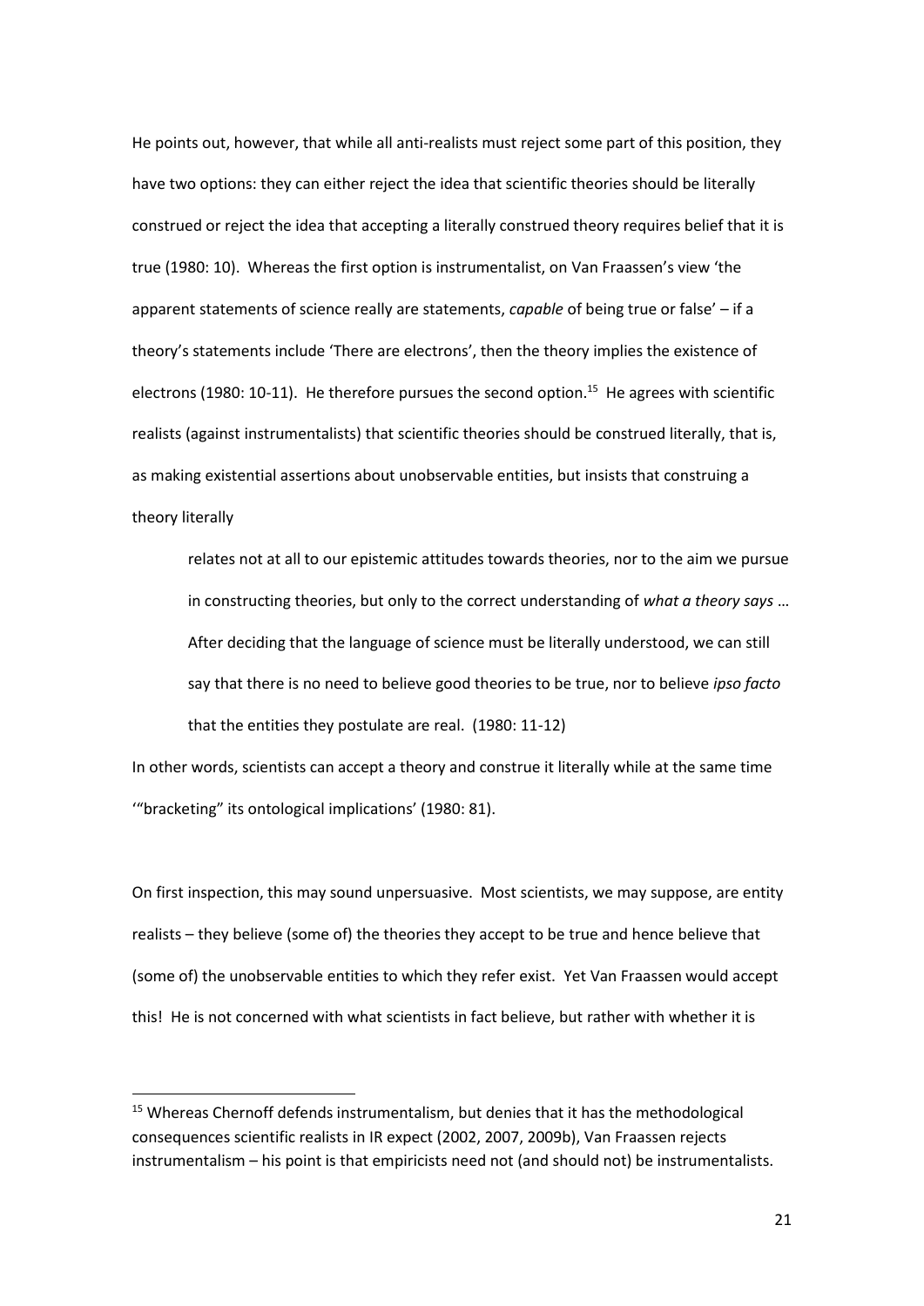He points out, however, that while all anti-realists must reject some part of this position, they have two options: they can either reject the idea that scientific theories should be literally construed or reject the idea that accepting a literally construed theory requires belief that it is true (1980: 10). Whereas the first option is instrumentalist, on Van Fraassen's view 'the apparent statements of science really are statements, *capable* of being true or false' – if a theory's statements include 'There are electrons', then the theory implies the existence of electrons (1980: 10-11). He therefore pursues the second option.[15] He agrees with scientific realists (against instrumentalists) that scientific theories should be construed literally, that is, as making existential assertions about unobservable entities, but insists that construing a theory literally

> relates not at all to our epistemic attitudes towards theories, nor to the aim we pursue in constructing theories, but only to the correct understanding of *what a theory says* … After deciding that the language of science must be literally understood, we can still say that there is no need to believe good theories to be true, nor to believe *ipso facto* that the entities they postulate are real. (1980: 11-12)

In other words, scientists can accept a theory and construe it literally while at the same time '"bracketing" its ontological implications' (1980: 81).

On first inspection, this may sound unpersuasive. Most scientists, we may suppose, are entity realists – they believe (some of) the theories they accept to be true and hence believe that (some of) the unobservable entities to which they refer exist. Yet Van Fraassen would accept this! He is not concerned with what scientists in fact believe, but rather with whether it is

[15] Whereas Chernoff defends instrumentalism, but denies that it has the methodological consequences scientific realists in IR expect (2002, 2007, 2009b), Van Fraassen rejects instrumentalism – his point is that empiricists need not (and should not) be instrumentalists.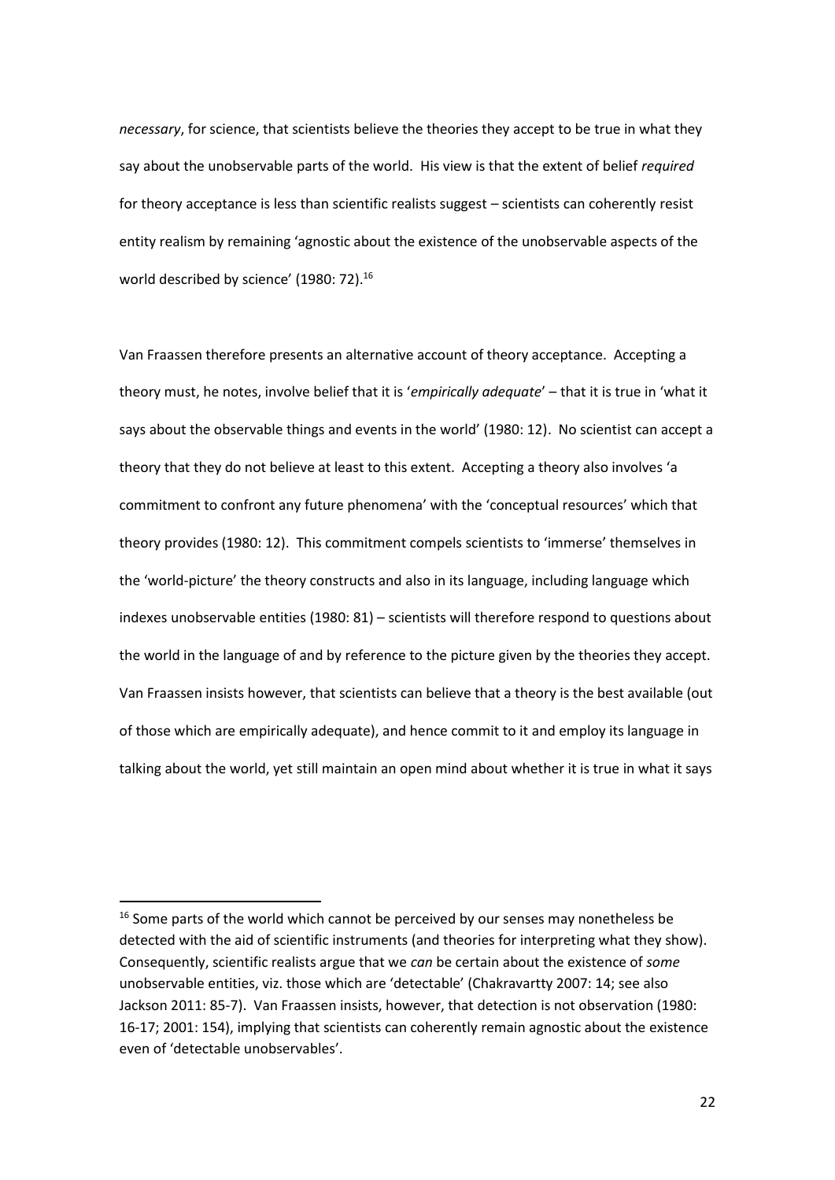*necessary*, for science, that scientists believe the theories they accept to be true in what they say about the unobservable parts of the world. His view is that the extent of belief *required* for theory acceptance is less than scientific realists suggest – scientists can coherently resist entity realism by remaining 'agnostic about the existence of the unobservable aspects of the world described by science' (1980: 72).[16]

Van Fraassen therefore presents an alternative account of theory acceptance. Accepting a theory must, he notes, involve belief that it is '*empirically adequate*' – that it is true in 'what it says about the observable things and events in the world' (1980: 12). No scientist can accept a theory that they do not believe at least to this extent. Accepting a theory also involves 'a commitment to confront any future phenomena' with the 'conceptual resources' which that theory provides (1980: 12). This commitment compels scientists to 'immerse' themselves in the 'world-picture' the theory constructs and also in its language, including language which indexes unobservable entities (1980: 81) – scientists will therefore respond to questions about the world in the language of and by reference to the picture given by the theories they accept. Van Fraassen insists however, that scientists can believe that a theory is the best available (out of those which are empirically adequate), and hence commit to it and employ its language in talking about the world, yet still maintain an open mind about whether it is true in what it says

[16] Some parts of the world which cannot be perceived by our senses may nonetheless be detected with the aid of scientific instruments (and theories for interpreting what they show). Consequently, scientific realists argue that we *can* be certain about the existence of *some* unobservable entities, viz. those which are 'detectable' (Chakravartty 2007: 14; see also Jackson 2011: 85-7). Van Fraassen insists, however, that detection is not observation (1980: 16-17; 2001: 154), implying that scientists can coherently remain agnostic about the existence even of 'detectable unobservables'.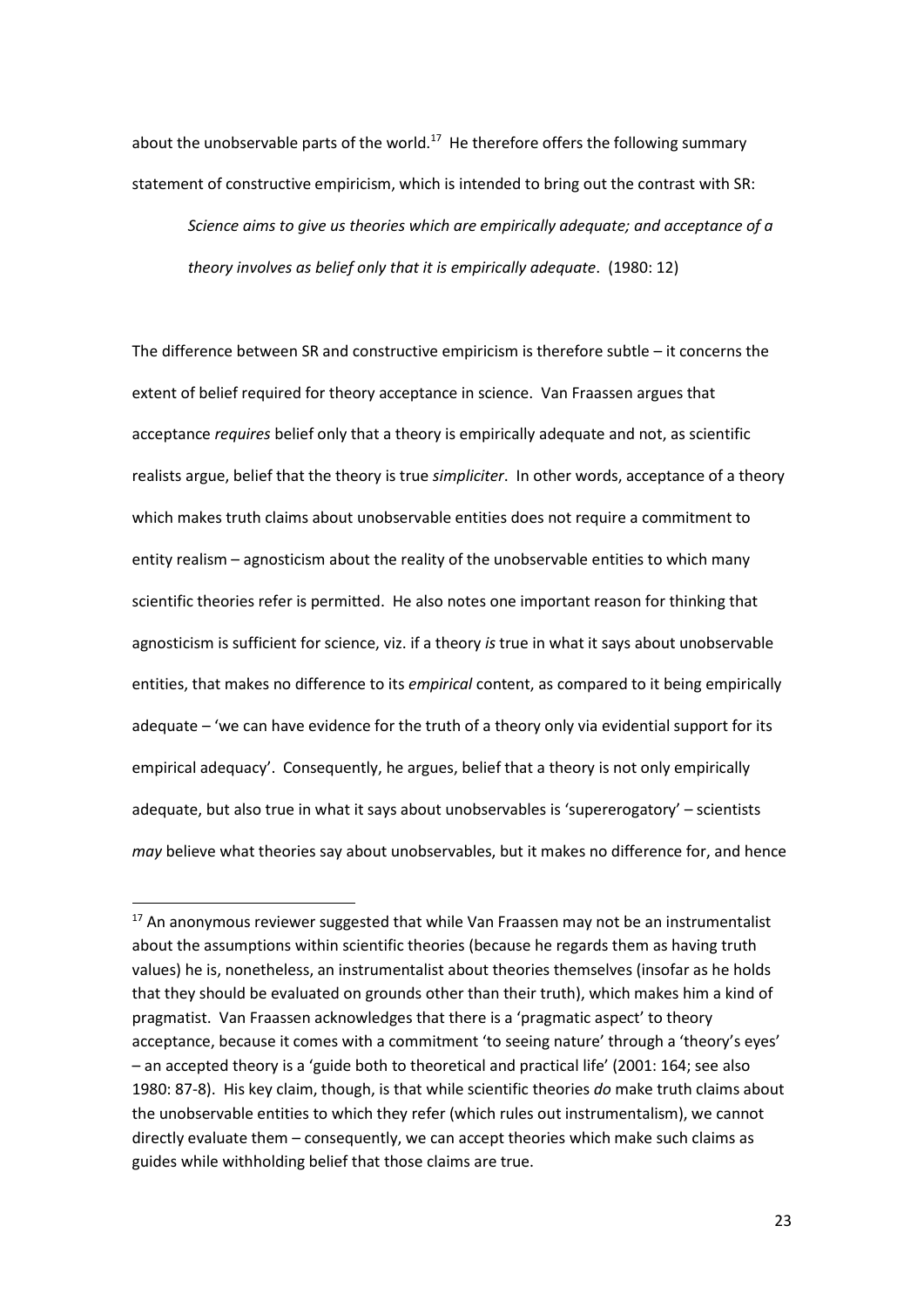about the unobservable parts of the world.[17] He therefore offers the following summary statement of constructive empiricism, which is intended to bring out the contrast with SR:

> *Science aims to give us theories which are empirically adequate; and acceptance of a theory involves as belief only that it is empirically adequate*. (1980: 12)

The difference between SR and constructive empiricism is therefore subtle – it concerns the extent of belief required for theory acceptance in science. Van Fraassen argues that acceptance *requires* belief only that a theory is empirically adequate and not, as scientific realists argue, belief that the theory is true *simpliciter*. In other words, acceptance of a theory which makes truth claims about unobservable entities does not require a commitment to entity realism – agnosticism about the reality of the unobservable entities to which many scientific theories refer is permitted. He also notes one important reason for thinking that agnosticism is sufficient for science, viz. if a theory *is* true in what it says about unobservable entities, that makes no difference to its *empirical* content, as compared to it being empirically adequate – 'we can have evidence for the truth of a theory only via evidential support for its empirical adequacy'. Consequently, he argues, belief that a theory is not only empirically adequate, but also true in what it says about unobservables is 'supererogatory' – scientists *may* believe what theories say about unobservables, but it makes no difference for, and hence

---

[17] An anonymous reviewer suggested that while Van Fraassen may not be an instrumentalist about the assumptions within scientific theories (because he regards them as having truth values) he is, nonetheless, an instrumentalist about theories themselves (insofar as he holds that they should be evaluated on grounds other than their truth), which makes him a kind of pragmatist. Van Fraassen acknowledges that there is a 'pragmatic aspect' to theory acceptance, because it comes with a commitment 'to seeing nature' through a 'theory's eyes' – an accepted theory is a 'guide both to theoretical and practical life' (2001: 164; see also 1980: 87-8). His key claim, though, is that while scientific theories *do* make truth claims about the unobservable entities to which they refer (which rules out instrumentalism), we cannot directly evaluate them – consequently, we can accept theories which make such claims as guides while withholding belief that those claims are true.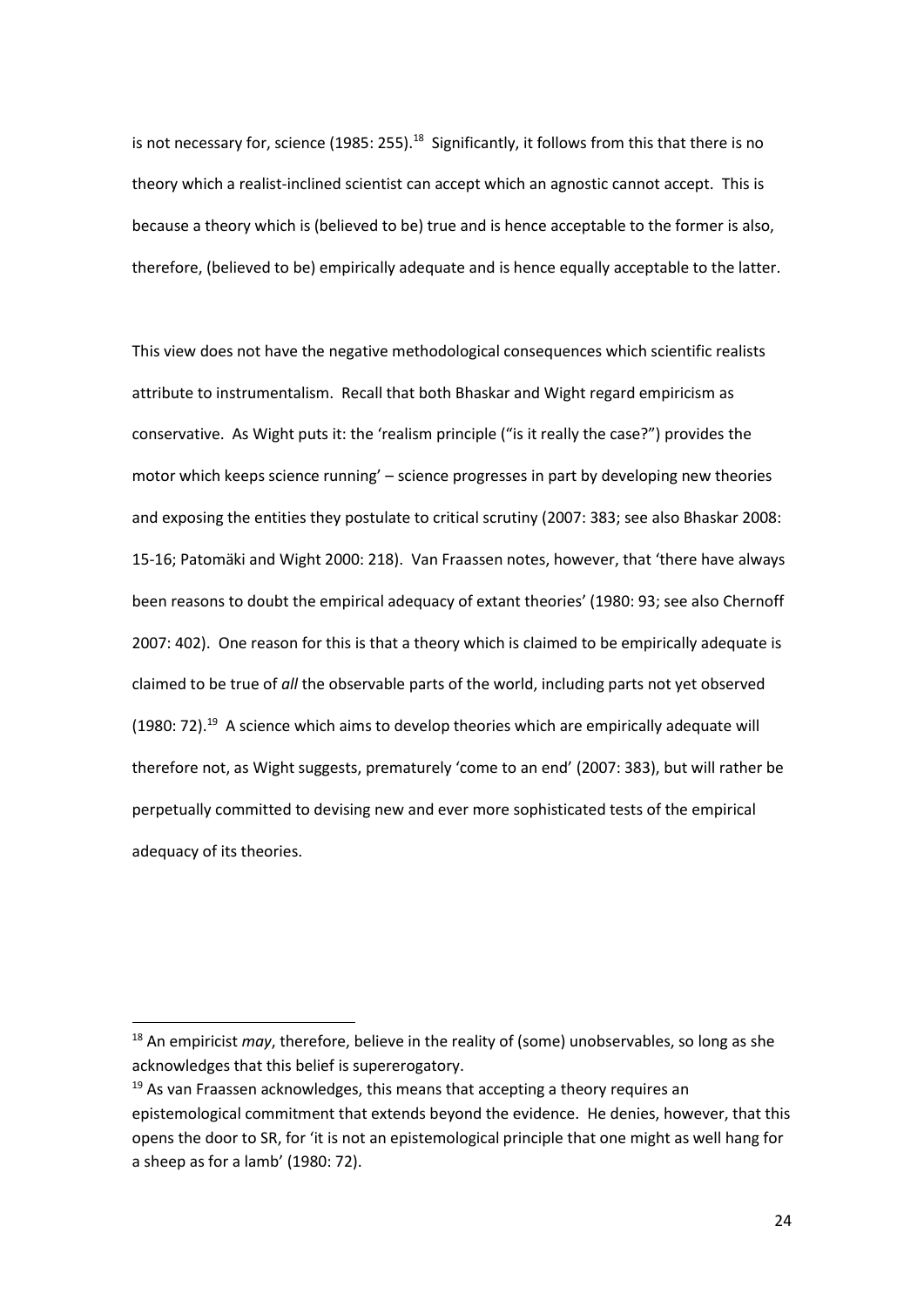is not necessary for, science (1985: 255).[18] Significantly, it follows from this that there is no theory which a realist-inclined scientist can accept which an agnostic cannot accept. This is because a theory which is (believed to be) true and is hence acceptable to the former is also, therefore, (believed to be) empirically adequate and is hence equally acceptable to the latter.

This view does not have the negative methodological consequences which scientific realists attribute to instrumentalism. Recall that both Bhaskar and Wight regard empiricism as conservative. As Wight puts it: the 'realism principle ("is it really the case?") provides the motor which keeps science running' – science progresses in part by developing new theories and exposing the entities they postulate to critical scrutiny (2007: 383; see also Bhaskar 2008: 15-16; Patomäki and Wight 2000: 218). Van Fraassen notes, however, that 'there have always been reasons to doubt the empirical adequacy of extant theories' (1980: 93; see also Chernoff 2007: 402). One reason for this is that a theory which is claimed to be empirically adequate is claimed to be true of *all* the observable parts of the world, including parts not yet observed (1980: 72).[19] A science which aims to develop theories which are empirically adequate will therefore not, as Wight suggests, prematurely 'come to an end' (2007: 383), but will rather be perpetually committed to devising new and ever more sophisticated tests of the empirical adequacy of its theories.

---

[18] An empiricist *may*, therefore, believe in the reality of (some) unobservables, so long as she acknowledges that this belief is supererogatory.

[19] As van Fraassen acknowledges, this means that accepting a theory requires an epistemological commitment that extends beyond the evidence. He denies, however, that this opens the door to SR, for 'it is not an epistemological principle that one might as well hang for a sheep as for a lamb' (1980: 72).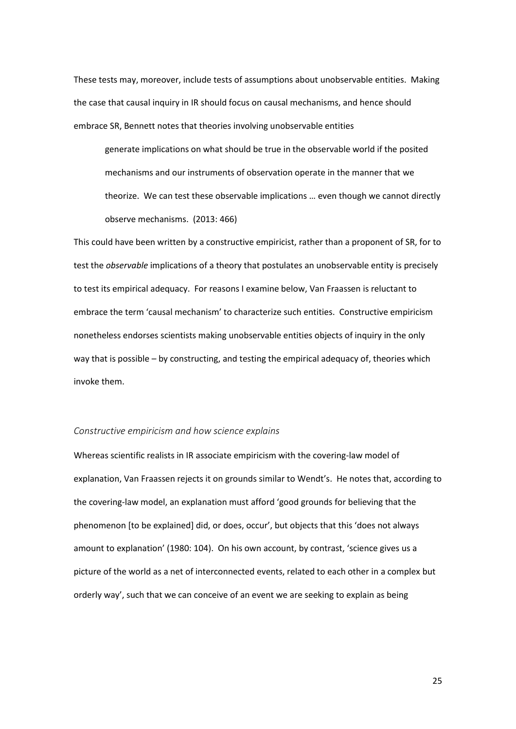These tests may, moreover, include tests of assumptions about unobservable entities. Making the case that causal inquiry in IR should focus on causal mechanisms, and hence should embrace SR, Bennett notes that theories involving unobservable entities

> generate implications on what should be true in the observable world if the posited mechanisms and our instruments of observation operate in the manner that we theorize. We can test these observable implications … even though we cannot directly observe mechanisms. (2013: 466)

This could have been written by a constructive empiricist, rather than a proponent of SR, for to test the *observable* implications of a theory that postulates an unobservable entity is precisely to test its empirical adequacy. For reasons I examine below, Van Fraassen is reluctant to embrace the term 'causal mechanism' to characterize such entities. Constructive empiricism nonetheless endorses scientists making unobservable entities objects of inquiry in the only way that is possible – by constructing, and testing the empirical adequacy of, theories which invoke them.

### *Constructive empiricism and how science explains*

Whereas scientific realists in IR associate empiricism with the covering-law model of explanation, Van Fraassen rejects it on grounds similar to Wendt's. He notes that, according to the covering-law model, an explanation must afford 'good grounds for believing that the phenomenon [to be explained] did, or does, occur', but objects that this 'does not always amount to explanation' (1980: 104). On his own account, by contrast, 'science gives us a picture of the world as a net of interconnected events, related to each other in a complex but orderly way', such that we can conceive of an event we are seeking to explain as being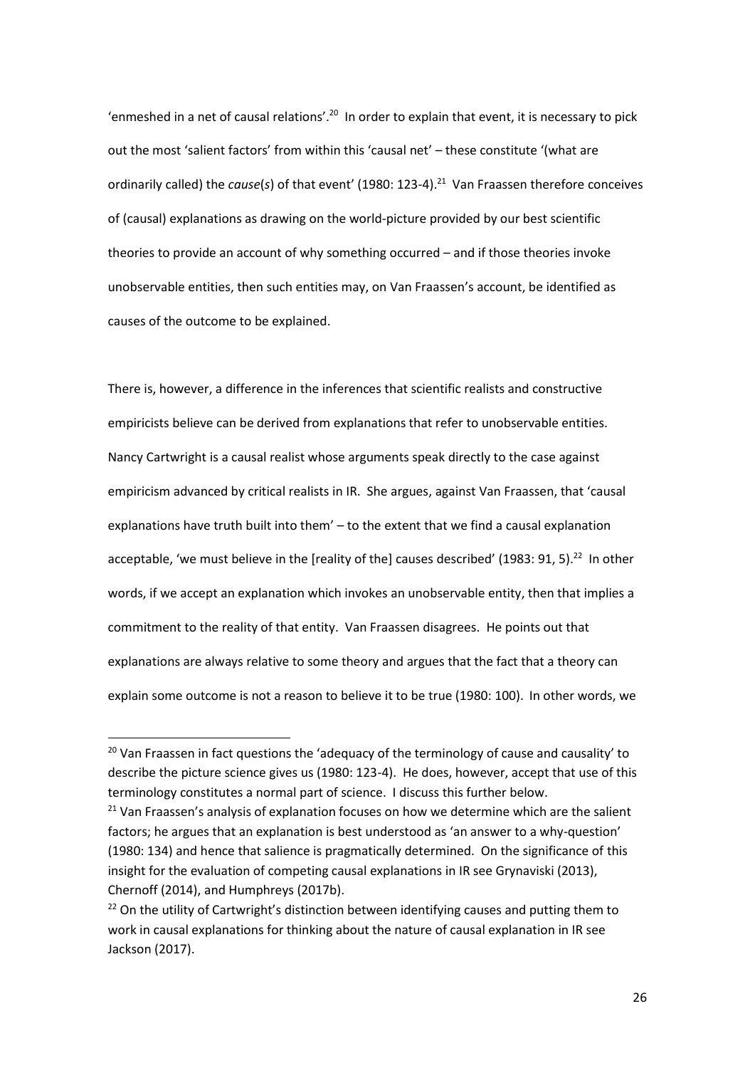'enmeshed in a net of causal relations'.[20] In order to explain that event, it is necessary to pick out the most 'salient factors' from within this 'causal net' – these constitute '(what are ordinarily called) the *cause*(*s*) of that event' (1980: 123-4).[21] Van Fraassen therefore conceives of (causal) explanations as drawing on the world-picture provided by our best scientific theories to provide an account of why something occurred – and if those theories invoke unobservable entities, then such entities may, on Van Fraassen's account, be identified as causes of the outcome to be explained.

There is, however, a difference in the inferences that scientific realists and constructive empiricists believe can be derived from explanations that refer to unobservable entities. Nancy Cartwright is a causal realist whose arguments speak directly to the case against empiricism advanced by critical realists in IR. She argues, against Van Fraassen, that 'causal explanations have truth built into them' – to the extent that we find a causal explanation acceptable, 'we must believe in the [reality of the] causes described' (1983: 91, 5).[22] In other words, if we accept an explanation which invokes an unobservable entity, then that implies a commitment to the reality of that entity. Van Fraassen disagrees. He points out that explanations are always relative to some theory and argues that the fact that a theory can explain some outcome is not a reason to believe it to be true (1980: 100). In other words, we

---

[20] Van Fraassen in fact questions the 'adequacy of the terminology of cause and causality' to describe the picture science gives us (1980: 123-4). He does, however, accept that use of this terminology constitutes a normal part of science. I discuss this further below.

[21] Van Fraassen's analysis of explanation focuses on how we determine which are the salient factors; he argues that an explanation is best understood as 'an answer to a why-question' (1980: 134) and hence that salience is pragmatically determined. On the significance of this insight for the evaluation of competing causal explanations in IR see Grynaviski (2013), Chernoff (2014), and Humphreys (2017b).

[22] On the utility of Cartwright's distinction between identifying causes and putting them to work in causal explanations for thinking about the nature of causal explanation in IR see Jackson (2017).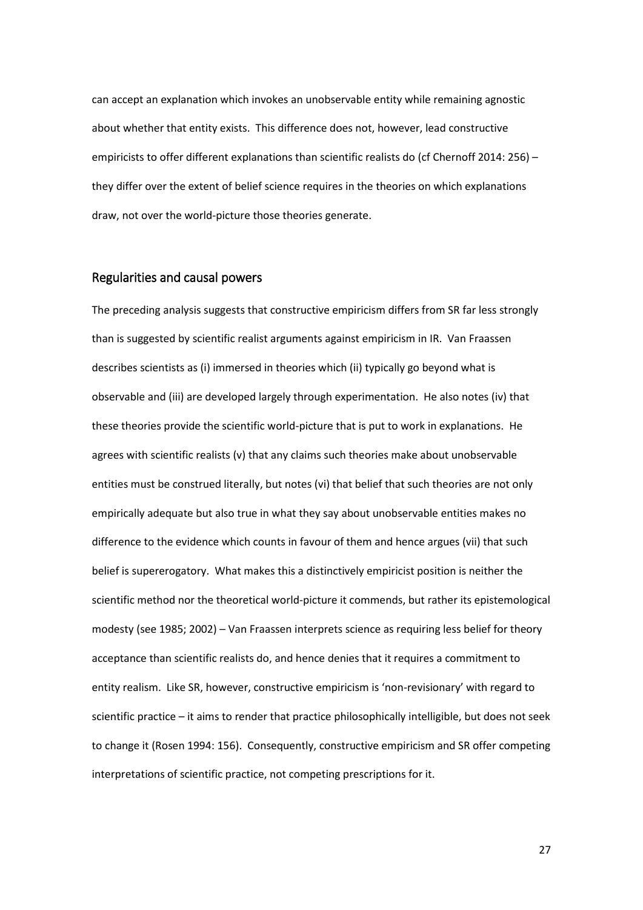can accept an explanation which invokes an unobservable entity while remaining agnostic about whether that entity exists. This difference does not, however, lead constructive empiricists to offer different explanations than scientific realists do (cf Chernoff 2014: 256) – they differ over the extent of belief science requires in the theories on which explanations draw, not over the world-picture those theories generate.

## Regularities and causal powers

The preceding analysis suggests that constructive empiricism differs from SR far less strongly than is suggested by scientific realist arguments against empiricism in IR. Van Fraassen describes scientists as (i) immersed in theories which (ii) typically go beyond what is observable and (iii) are developed largely through experimentation. He also notes (iv) that these theories provide the scientific world-picture that is put to work in explanations. He agrees with scientific realists (v) that any claims such theories make about unobservable entities must be construed literally, but notes (vi) that belief that such theories are not only empirically adequate but also true in what they say about unobservable entities makes no difference to the evidence which counts in favour of them and hence argues (vii) that such belief is supererogatory. What makes this a distinctively empiricist position is neither the scientific method nor the theoretical world-picture it commends, but rather its epistemological modesty (see 1985; 2002) – Van Fraassen interprets science as requiring less belief for theory acceptance than scientific realists do, and hence denies that it requires a commitment to entity realism. Like SR, however, constructive empiricism is 'non-revisionary' with regard to scientific practice – it aims to render that practice philosophically intelligible, but does not seek to change it (Rosen 1994: 156). Consequently, constructive empiricism and SR offer competing interpretations of scientific practice, not competing prescriptions for it.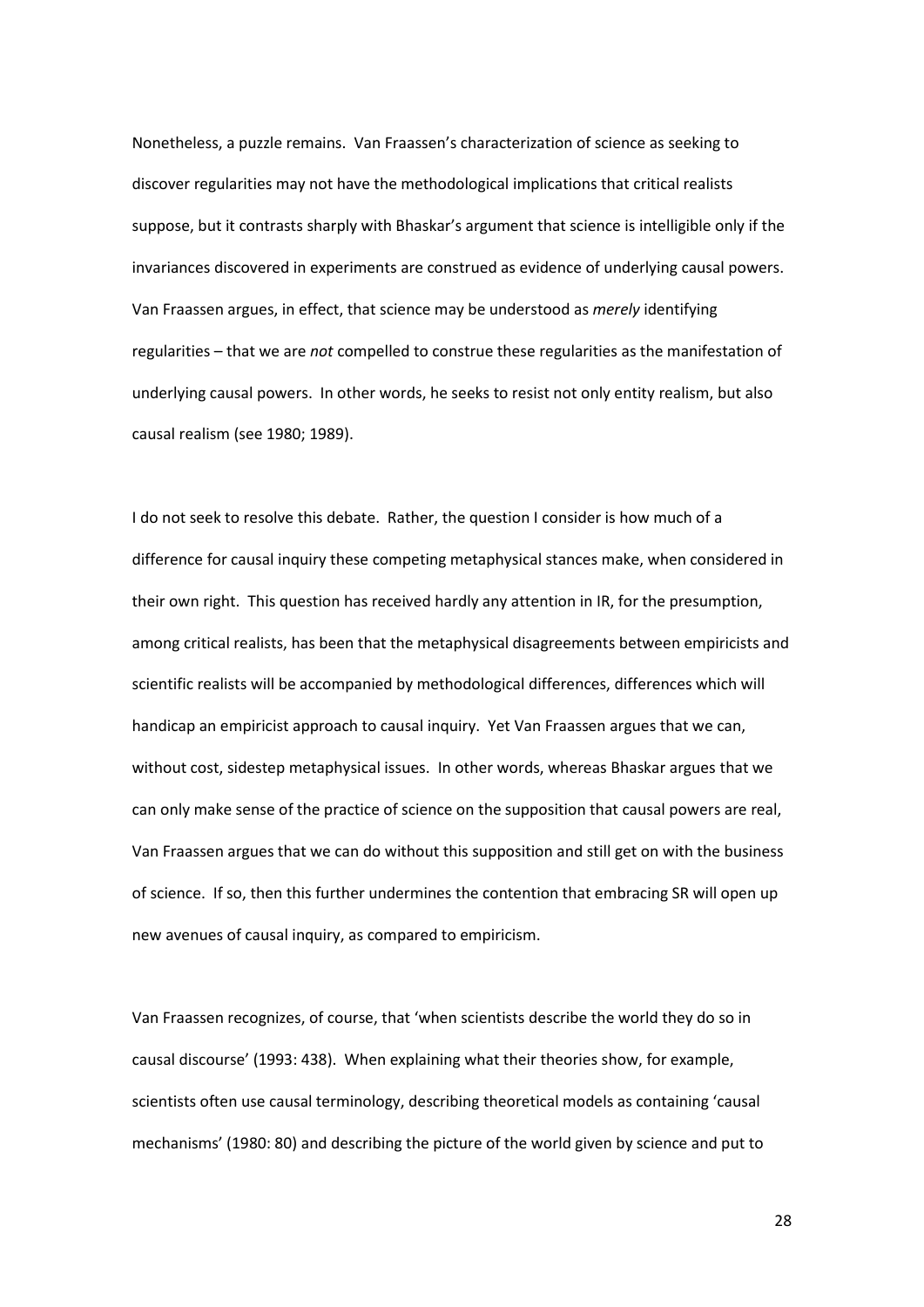Nonetheless, a puzzle remains. Van Fraassen's characterization of science as seeking to discover regularities may not have the methodological implications that critical realists suppose, but it contrasts sharply with Bhaskar's argument that science is intelligible only if the invariances discovered in experiments are construed as evidence of underlying causal powers. Van Fraassen argues, in effect, that science may be understood as *merely* identifying regularities – that we are *not* compelled to construe these regularities as the manifestation of underlying causal powers. In other words, he seeks to resist not only entity realism, but also causal realism (see 1980; 1989).

I do not seek to resolve this debate. Rather, the question I consider is how much of a difference for causal inquiry these competing metaphysical stances make, when considered in their own right. This question has received hardly any attention in IR, for the presumption, among critical realists, has been that the metaphysical disagreements between empiricists and scientific realists will be accompanied by methodological differences, differences which will handicap an empiricist approach to causal inquiry. Yet Van Fraassen argues that we can, without cost, sidestep metaphysical issues. In other words, whereas Bhaskar argues that we can only make sense of the practice of science on the supposition that causal powers are real, Van Fraassen argues that we can do without this supposition and still get on with the business of science. If so, then this further undermines the contention that embracing SR will open up new avenues of causal inquiry, as compared to empiricism.

Van Fraassen recognizes, of course, that 'when scientists describe the world they do so in causal discourse' (1993: 438). When explaining what their theories show, for example, scientists often use causal terminology, describing theoretical models as containing 'causal mechanisms' (1980: 80) and describing the picture of the world given by science and put to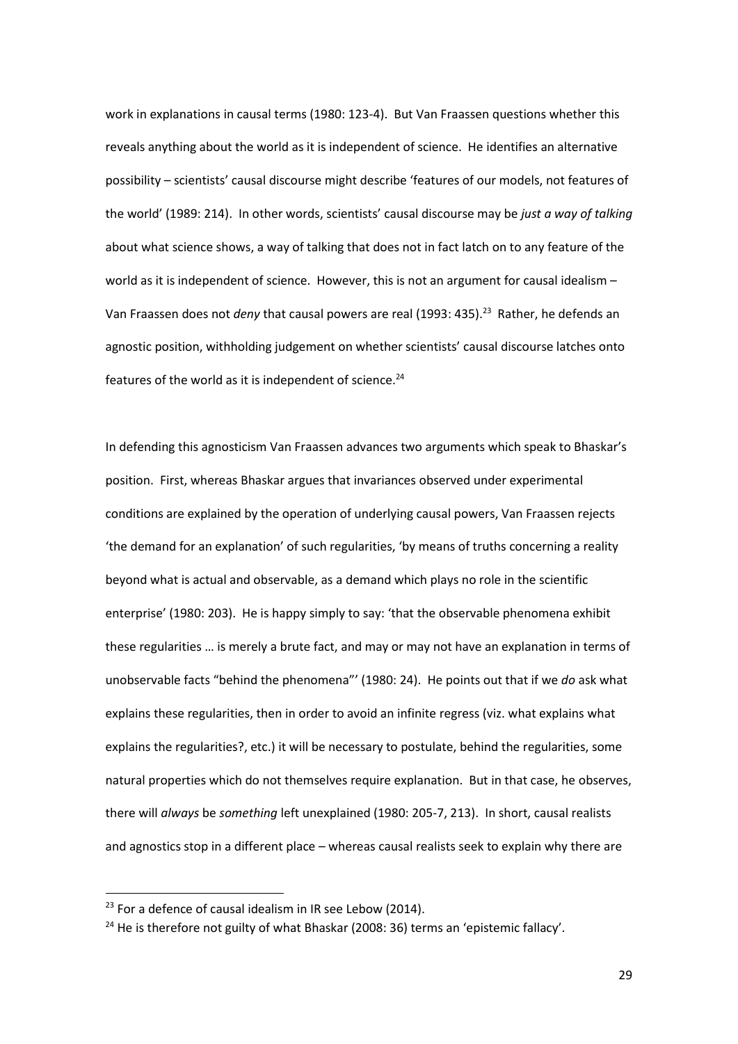work in explanations in causal terms (1980: 123-4). But Van Fraassen questions whether this reveals anything about the world as it is independent of science. He identifies an alternative possibility – scientists' causal discourse might describe 'features of our models, not features of the world' (1989: 214). In other words, scientists' causal discourse may be *just a way of talking* about what science shows, a way of talking that does not in fact latch on to any feature of the world as it is independent of science. However, this is not an argument for causal idealism – Van Fraassen does not *deny* that causal powers are real (1993: 435).[23] Rather, he defends an agnostic position, withholding judgement on whether scientists' causal discourse latches onto features of the world as it is independent of science.[24]

In defending this agnosticism Van Fraassen advances two arguments which speak to Bhaskar's position. First, whereas Bhaskar argues that invariances observed under experimental conditions are explained by the operation of underlying causal powers, Van Fraassen rejects 'the demand for an explanation' of such regularities, 'by means of truths concerning a reality beyond what is actual and observable, as a demand which plays no role in the scientific enterprise' (1980: 203). He is happy simply to say: 'that the observable phenomena exhibit these regularities … is merely a brute fact, and may or may not have an explanation in terms of unobservable facts "behind the phenomena"' (1980: 24). He points out that if we *do* ask what explains these regularities, then in order to avoid an infinite regress (viz. what explains what explains the regularities?, etc.) it will be necessary to postulate, behind the regularities, some natural properties which do not themselves require explanation. But in that case, he observes, there will *always* be *something* left unexplained (1980: 205-7, 213). In short, causal realists and agnostics stop in a different place – whereas causal realists seek to explain why there are

[23] For a defence of causal idealism in IR see Lebow (2014).

[24] He is therefore not guilty of what Bhaskar (2008: 36) terms an 'epistemic fallacy'.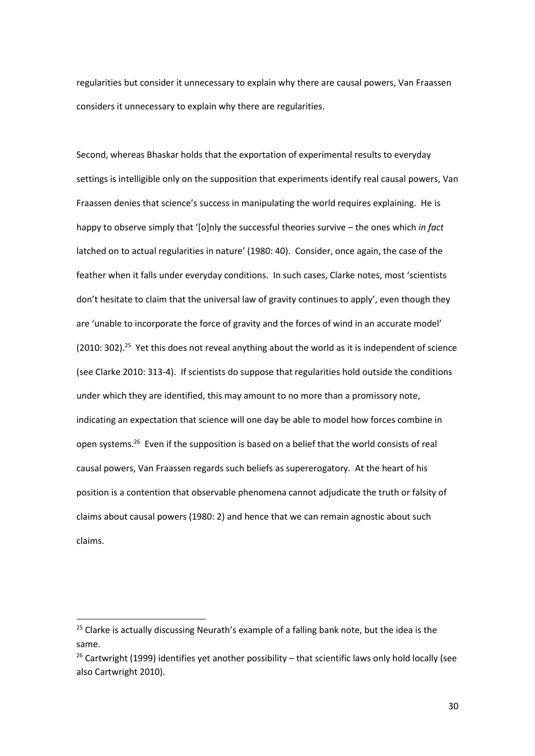regularities but consider it unnecessary to explain why there are causal powers, Van Fraassen considers it unnecessary to explain why there are regularities.

Second, whereas Bhaskar holds that the exportation of experimental results to everyday settings is intelligible only on the supposition that experiments identify real causal powers, Van Fraassen denies that science's success in manipulating the world requires explaining. He is happy to observe simply that '[o]nly the successful theories survive – the ones which *in fact* latched on to actual regularities in nature' (1980: 40). Consider, once again, the case of the feather when it falls under everyday conditions. In such cases, Clarke notes, most 'scientists don't hesitate to claim that the universal law of gravity continues to apply', even though they are 'unable to incorporate the force of gravity and the forces of wind in an accurate model' (2010: 302).[25] Yet this does not reveal anything about the world as it is independent of science (see Clarke 2010: 313-4). If scientists do suppose that regularities hold outside the conditions under which they are identified, this may amount to no more than a promissory note, indicating an expectation that science will one day be able to model how forces combine in open systems.[26] Even if the supposition is based on a belief that the world consists of real causal powers, Van Fraassen regards such beliefs as supererogatory. At the heart of his position is a contention that observable phenomena cannot adjudicate the truth or falsity of claims about causal powers (1980: 2) and hence that we can remain agnostic about such claims.

---

[25] Clarke is actually discussing Neurath's example of a falling bank note, but the idea is the same.

[26] Cartwright (1999) identifies yet another possibility – that scientific laws only hold locally (see also Cartwright 2010).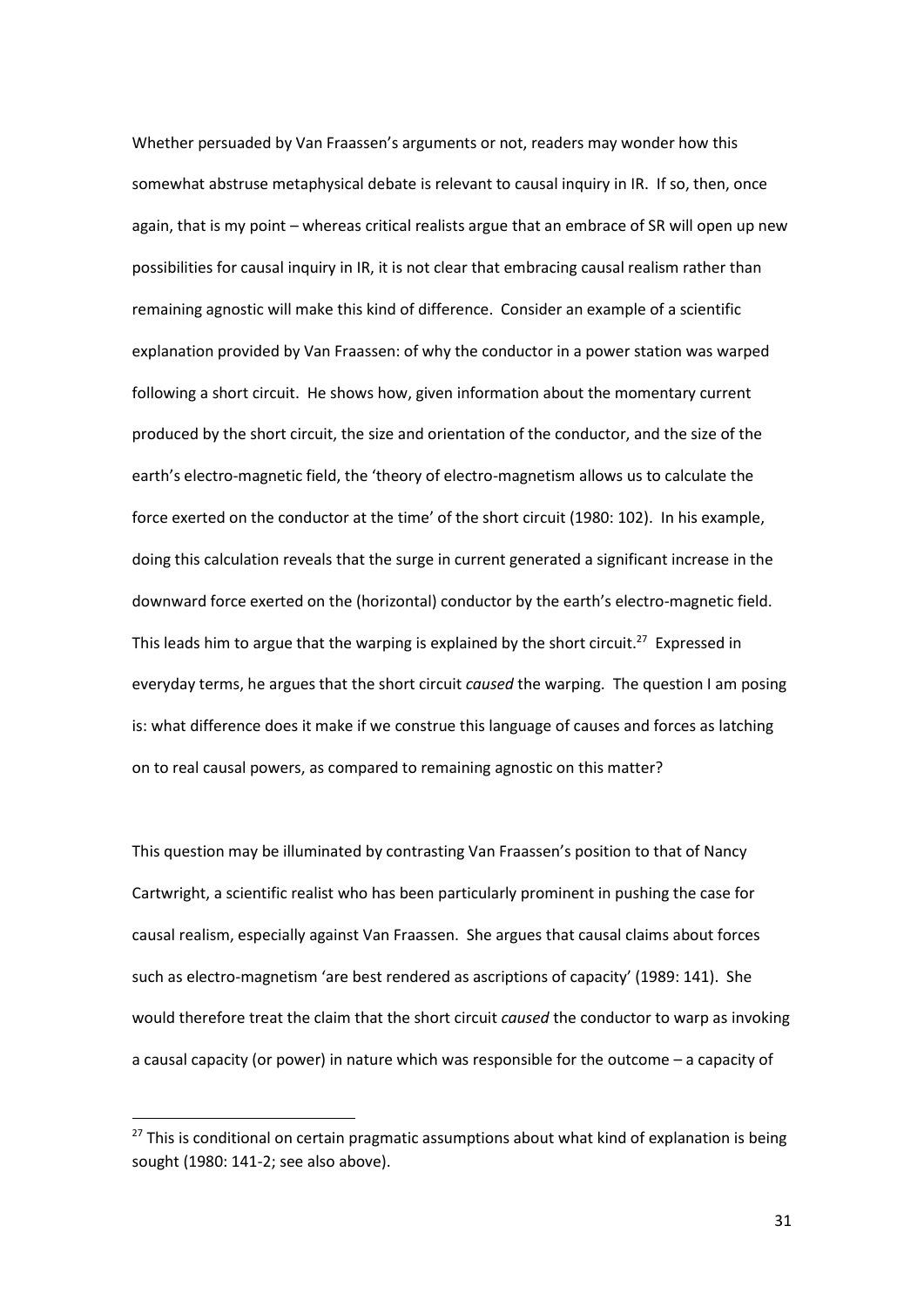Whether persuaded by Van Fraassen's arguments or not, readers may wonder how this somewhat abstruse metaphysical debate is relevant to causal inquiry in IR. If so, then, once again, that is my point – whereas critical realists argue that an embrace of SR will open up new possibilities for causal inquiry in IR, it is not clear that embracing causal realism rather than remaining agnostic will make this kind of difference. Consider an example of a scientific explanation provided by Van Fraassen: of why the conductor in a power station was warped following a short circuit. He shows how, given information about the momentary current produced by the short circuit, the size and orientation of the conductor, and the size of the earth's electro-magnetic field, the 'theory of electro-magnetism allows us to calculate the force exerted on the conductor at the time' of the short circuit (1980: 102). In his example, doing this calculation reveals that the surge in current generated a significant increase in the downward force exerted on the (horizontal) conductor by the earth's electro-magnetic field. This leads him to argue that the warping is explained by the short circuit.[27] Expressed in everyday terms, he argues that the short circuit *caused* the warping. The question I am posing is: what difference does it make if we construe this language of causes and forces as latching on to real causal powers, as compared to remaining agnostic on this matter?

This question may be illuminated by contrasting Van Fraassen's position to that of Nancy Cartwright, a scientific realist who has been particularly prominent in pushing the case for causal realism, especially against Van Fraassen. She argues that causal claims about forces such as electro-magnetism 'are best rendered as ascriptions of capacity' (1989: 141). She would therefore treat the claim that the short circuit *caused* the conductor to warp as invoking a causal capacity (or power) in nature which was responsible for the outcome – a capacity of

[27] This is conditional on certain pragmatic assumptions about what kind of explanation is being sought (1980: 141-2; see also above).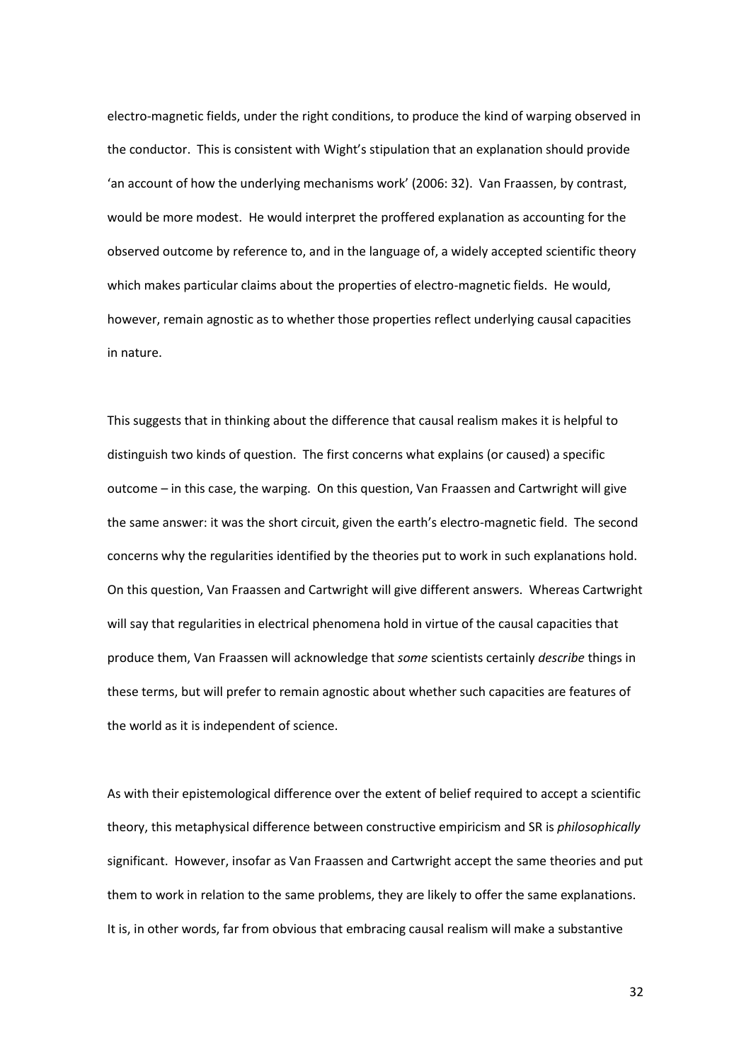electro-magnetic fields, under the right conditions, to produce the kind of warping observed in the conductor. This is consistent with Wight's stipulation that an explanation should provide 'an account of how the underlying mechanisms work' (2006: 32). Van Fraassen, by contrast, would be more modest. He would interpret the proffered explanation as accounting for the observed outcome by reference to, and in the language of, a widely accepted scientific theory which makes particular claims about the properties of electro-magnetic fields. He would, however, remain agnostic as to whether those properties reflect underlying causal capacities in nature.

This suggests that in thinking about the difference that causal realism makes it is helpful to distinguish two kinds of question. The first concerns what explains (or caused) a specific outcome – in this case, the warping. On this question, Van Fraassen and Cartwright will give the same answer: it was the short circuit, given the earth's electro-magnetic field. The second concerns why the regularities identified by the theories put to work in such explanations hold. On this question, Van Fraassen and Cartwright will give different answers. Whereas Cartwright will say that regularities in electrical phenomena hold in virtue of the causal capacities that produce them, Van Fraassen will acknowledge that *some* scientists certainly *describe* things in these terms, but will prefer to remain agnostic about whether such capacities are features of the world as it is independent of science.

As with their epistemological difference over the extent of belief required to accept a scientific theory, this metaphysical difference between constructive empiricism and SR is *philosophically* significant. However, insofar as Van Fraassen and Cartwright accept the same theories and put them to work in relation to the same problems, they are likely to offer the same explanations. It is, in other words, far from obvious that embracing causal realism will make a substantive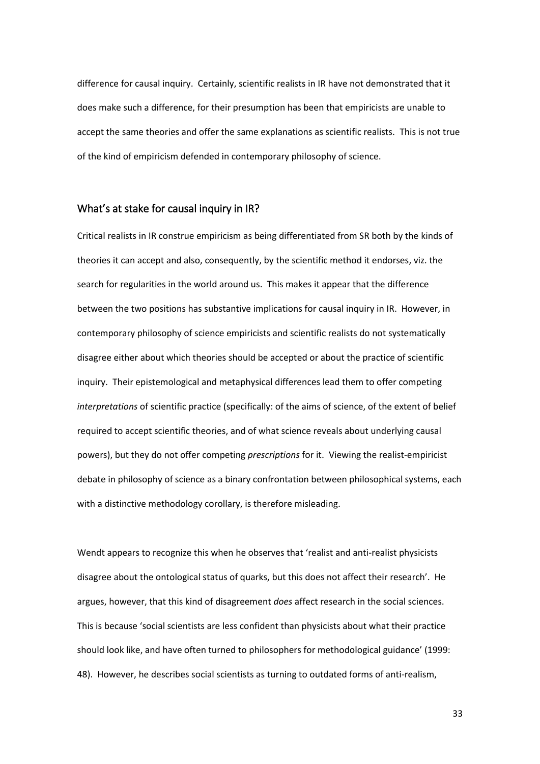difference for causal inquiry. Certainly, scientific realists in IR have not demonstrated that it does make such a difference, for their presumption has been that empiricists are unable to accept the same theories and offer the same explanations as scientific realists. This is not true of the kind of empiricism defended in contemporary philosophy of science.

## What's at stake for causal inquiry in IR?

Critical realists in IR construe empiricism as being differentiated from SR both by the kinds of theories it can accept and also, consequently, by the scientific method it endorses, viz. the search for regularities in the world around us. This makes it appear that the difference between the two positions has substantive implications for causal inquiry in IR. However, in contemporary philosophy of science empiricists and scientific realists do not systematically disagree either about which theories should be accepted or about the practice of scientific inquiry. Their epistemological and metaphysical differences lead them to offer competing *interpretations* of scientific practice (specifically: of the aims of science, of the extent of belief required to accept scientific theories, and of what science reveals about underlying causal powers), but they do not offer competing *prescriptions* for it. Viewing the realist-empiricist debate in philosophy of science as a binary confrontation between philosophical systems, each with a distinctive methodology corollary, is therefore misleading.

Wendt appears to recognize this when he observes that 'realist and anti-realist physicists disagree about the ontological status of quarks, but this does not affect their research'. He argues, however, that this kind of disagreement *does* affect research in the social sciences. This is because 'social scientists are less confident than physicists about what their practice should look like, and have often turned to philosophers for methodological guidance' (1999: 48). However, he describes social scientists as turning to outdated forms of anti-realism,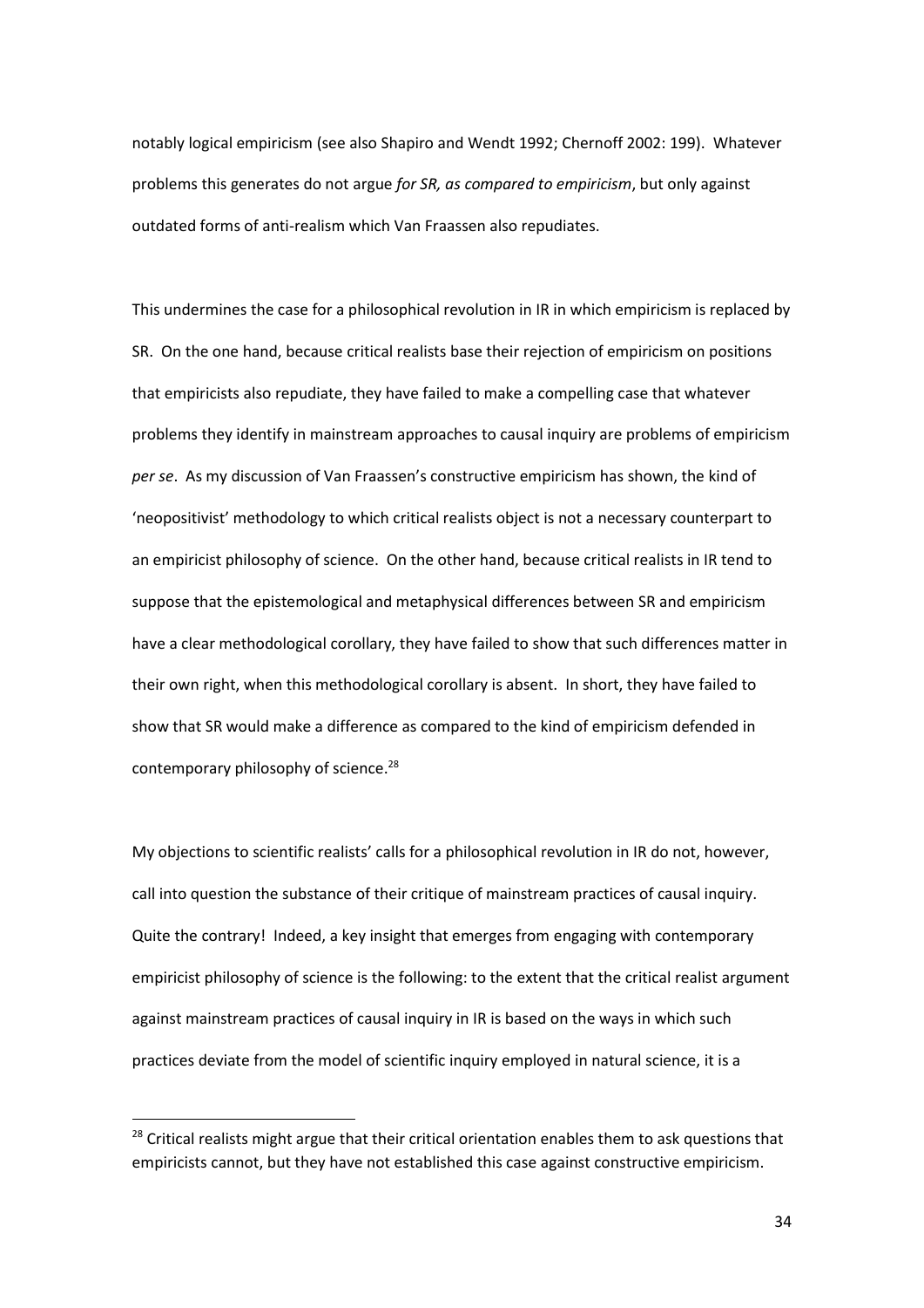notably logical empiricism (see also Shapiro and Wendt 1992; Chernoff 2002: 199). Whatever problems this generates do not argue *for SR, as compared to empiricism*, but only against outdated forms of anti-realism which Van Fraassen also repudiates.

This undermines the case for a philosophical revolution in IR in which empiricism is replaced by SR. On the one hand, because critical realists base their rejection of empiricism on positions that empiricists also repudiate, they have failed to make a compelling case that whatever problems they identify in mainstream approaches to causal inquiry are problems of empiricism *per se*. As my discussion of Van Fraassen's constructive empiricism has shown, the kind of 'neopositivist' methodology to which critical realists object is not a necessary counterpart to an empiricist philosophy of science. On the other hand, because critical realists in IR tend to suppose that the epistemological and metaphysical differences between SR and empiricism have a clear methodological corollary, they have failed to show that such differences matter in their own right, when this methodological corollary is absent. In short, they have failed to show that SR would make a difference as compared to the kind of empiricism defended in contemporary philosophy of science.[28]

My objections to scientific realists' calls for a philosophical revolution in IR do not, however, call into question the substance of their critique of mainstream practices of causal inquiry. Quite the contrary! Indeed, a key insight that emerges from engaging with contemporary empiricist philosophy of science is the following: to the extent that the critical realist argument against mainstream practices of causal inquiry in IR is based on the ways in which such practices deviate from the model of scientific inquiry employed in natural science, it is a

[28] Critical realists might argue that their critical orientation enables them to ask questions that empiricists cannot, but they have not established this case against constructive empiricism.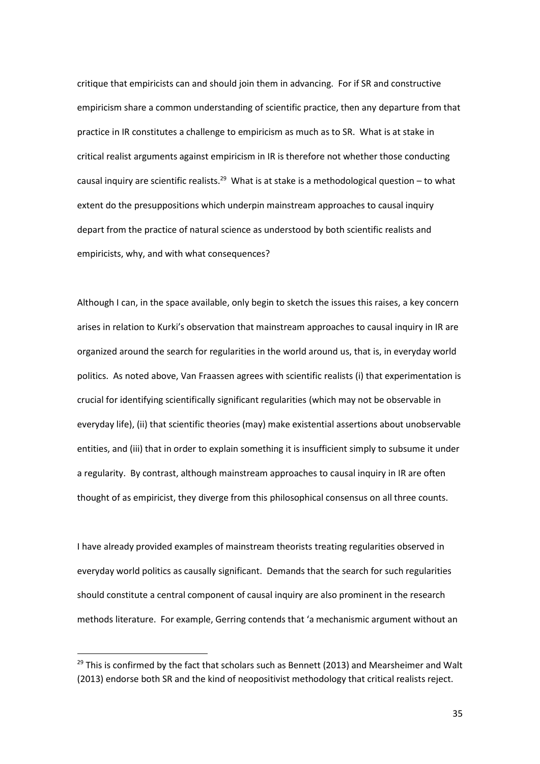critique that empiricists can and should join them in advancing. For if SR and constructive empiricism share a common understanding of scientific practice, then any departure from that practice in IR constitutes a challenge to empiricism as much as to SR. What is at stake in critical realist arguments against empiricism in IR is therefore not whether those conducting causal inquiry are scientific realists.[29] What is at stake is a methodological question – to what extent do the presuppositions which underpin mainstream approaches to causal inquiry depart from the practice of natural science as understood by both scientific realists and empiricists, why, and with what consequences?

Although I can, in the space available, only begin to sketch the issues this raises, a key concern arises in relation to Kurki's observation that mainstream approaches to causal inquiry in IR are organized around the search for regularities in the world around us, that is, in everyday world politics. As noted above, Van Fraassen agrees with scientific realists (i) that experimentation is crucial for identifying scientifically significant regularities (which may not be observable in everyday life), (ii) that scientific theories (may) make existential assertions about unobservable entities, and (iii) that in order to explain something it is insufficient simply to subsume it under a regularity. By contrast, although mainstream approaches to causal inquiry in IR are often thought of as empiricist, they diverge from this philosophical consensus on all three counts.

I have already provided examples of mainstream theorists treating regularities observed in everyday world politics as causally significant. Demands that the search for such regularities should constitute a central component of causal inquiry are also prominent in the research methods literature. For example, Gerring contends that 'a mechanismic argument without an

[29] This is confirmed by the fact that scholars such as Bennett (2013) and Mearsheimer and Walt (2013) endorse both SR and the kind of neopositivist methodology that critical realists reject.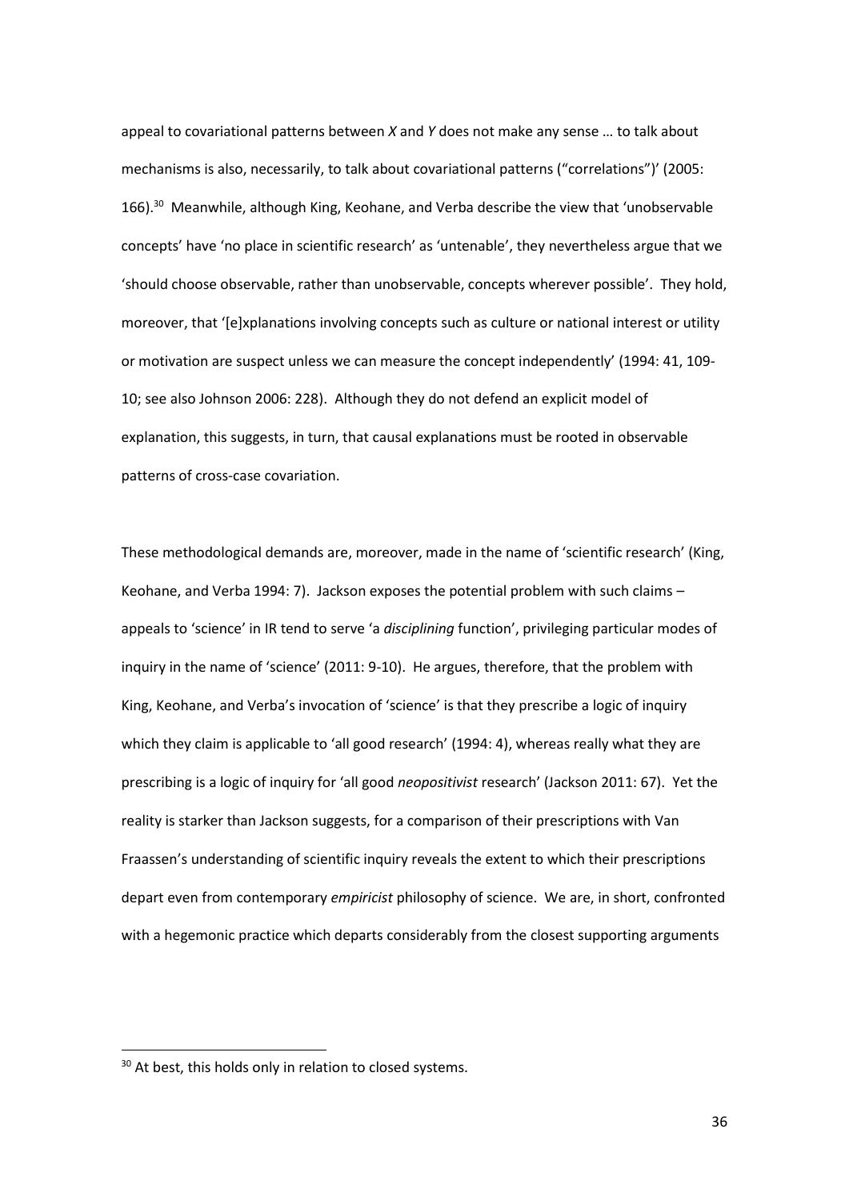appeal to covariational patterns between *X* and *Y* does not make any sense … to talk about mechanisms is also, necessarily, to talk about covariational patterns ("correlations")' (2005: 166).[30] Meanwhile, although King, Keohane, and Verba describe the view that 'unobservable concepts' have 'no place in scientific research' as 'untenable', they nevertheless argue that we 'should choose observable, rather than unobservable, concepts wherever possible'. They hold, moreover, that '[e]xplanations involving concepts such as culture or national interest or utility or motivation are suspect unless we can measure the concept independently' (1994: 41, 109-10; see also Johnson 2006: 228). Although they do not defend an explicit model of explanation, this suggests, in turn, that causal explanations must be rooted in observable patterns of cross-case covariation.

These methodological demands are, moreover, made in the name of 'scientific research' (King, Keohane, and Verba 1994: 7). Jackson exposes the potential problem with such claims – appeals to 'science' in IR tend to serve 'a *disciplining* function', privileging particular modes of inquiry in the name of 'science' (2011: 9-10). He argues, therefore, that the problem with King, Keohane, and Verba's invocation of 'science' is that they prescribe a logic of inquiry which they claim is applicable to 'all good research' (1994: 4), whereas really what they are prescribing is a logic of inquiry for 'all good *neopositivist* research' (Jackson 2011: 67). Yet the reality is starker than Jackson suggests, for a comparison of their prescriptions with Van Fraassen's understanding of scientific inquiry reveals the extent to which their prescriptions depart even from contemporary *empiricist* philosophy of science. We are, in short, confronted with a hegemonic practice which departs considerably from the closest supporting arguments

[30] At best, this holds only in relation to closed systems.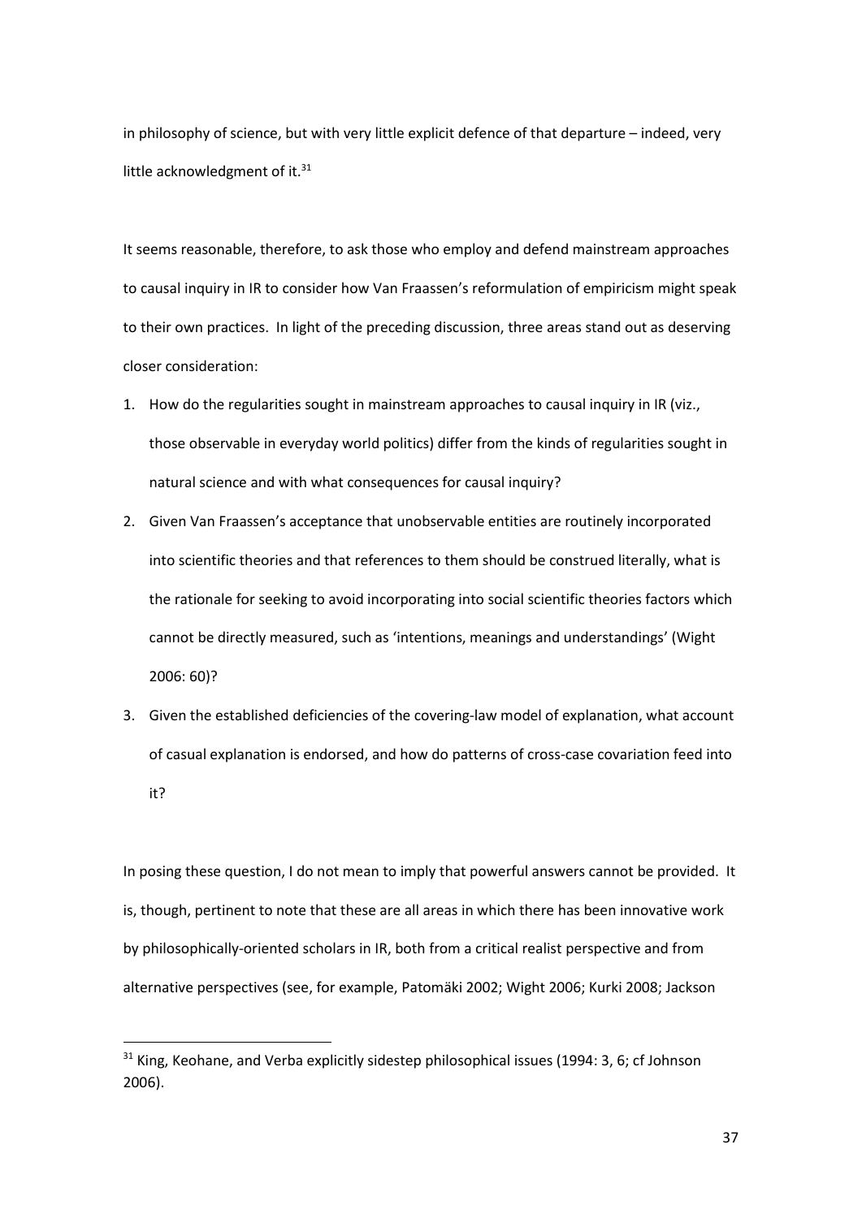in philosophy of science, but with very little explicit defence of that departure – indeed, very little acknowledgment of it.[31]

It seems reasonable, therefore, to ask those who employ and defend mainstream approaches to causal inquiry in IR to consider how Van Fraassen's reformulation of empiricism might speak to their own practices. In light of the preceding discussion, three areas stand out as deserving closer consideration:

1. How do the regularities sought in mainstream approaches to causal inquiry in IR (viz., those observable in everyday world politics) differ from the kinds of regularities sought in natural science and with what consequences for causal inquiry?
2. Given Van Fraassen's acceptance that unobservable entities are routinely incorporated into scientific theories and that references to them should be construed literally, what is the rationale for seeking to avoid incorporating into social scientific theories factors which cannot be directly measured, such as 'intentions, meanings and understandings' (Wight 2006: 60)?
3. Given the established deficiencies of the covering-law model of explanation, what account of casual explanation is endorsed, and how do patterns of cross-case covariation feed into it?

In posing these question, I do not mean to imply that powerful answers cannot be provided. It is, though, pertinent to note that these are all areas in which there has been innovative work by philosophically-oriented scholars in IR, both from a critical realist perspective and from alternative perspectives (see, for example, Patomäki 2002; Wight 2006; Kurki 2008; Jackson

[31] King, Keohane, and Verba explicitly sidestep philosophical issues (1994: 3, 6; cf Johnson 2006).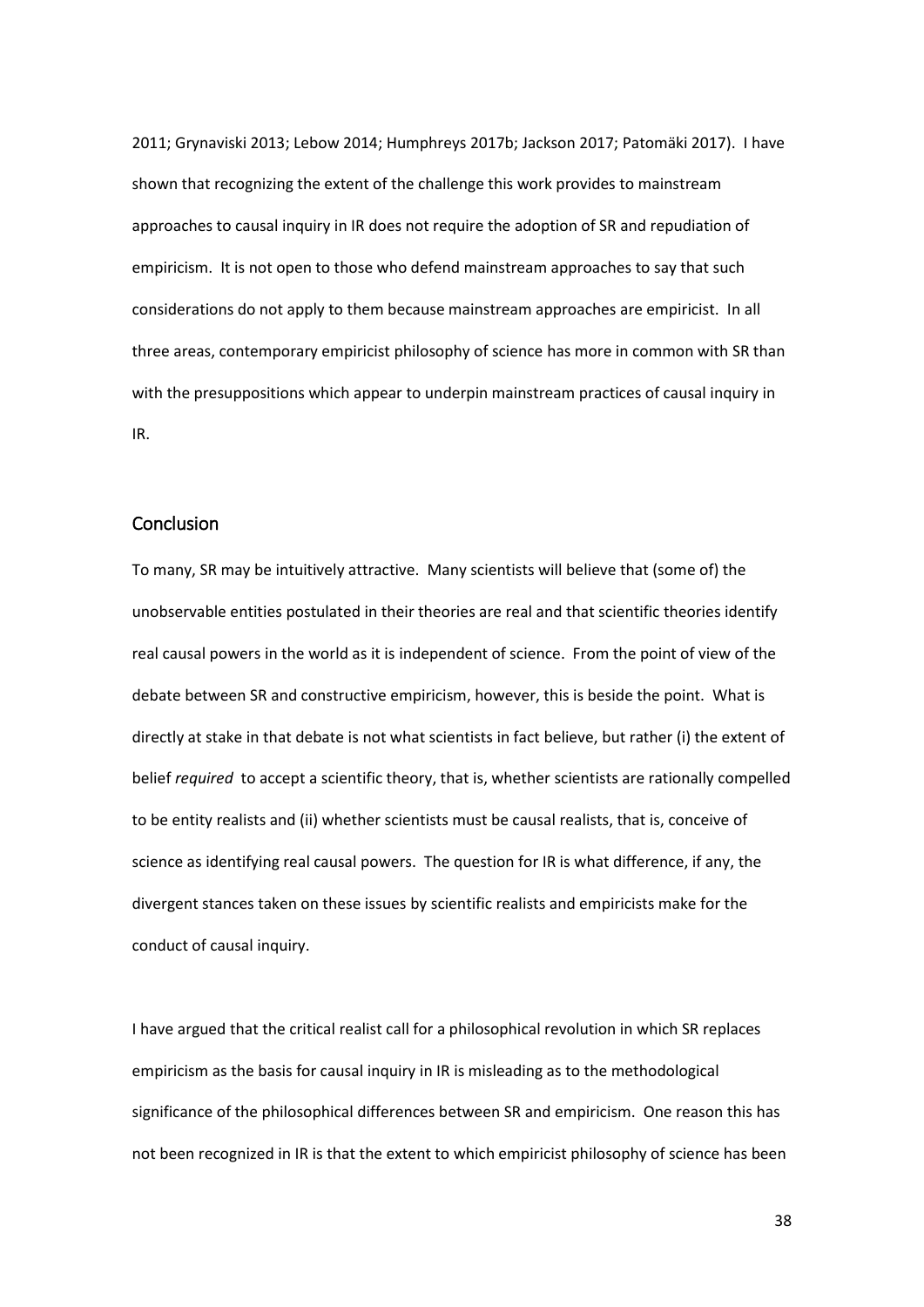2011; Grynaviski 2013; Lebow 2014; Humphreys 2017b; Jackson 2017; Patomäki 2017). I have shown that recognizing the extent of the challenge this work provides to mainstream approaches to causal inquiry in IR does not require the adoption of SR and repudiation of empiricism. It is not open to those who defend mainstream approaches to say that such considerations do not apply to them because mainstream approaches are empiricist. In all three areas, contemporary empiricist philosophy of science has more in common with SR than with the presuppositions which appear to underpin mainstream practices of causal inquiry in IR.

## Conclusion

To many, SR may be intuitively attractive. Many scientists will believe that (some of) the unobservable entities postulated in their theories are real and that scientific theories identify real causal powers in the world as it is independent of science. From the point of view of the debate between SR and constructive empiricism, however, this is beside the point. What is directly at stake in that debate is not what scientists in fact believe, but rather (i) the extent of belief *required* to accept a scientific theory, that is, whether scientists are rationally compelled to be entity realists and (ii) whether scientists must be causal realists, that is, conceive of science as identifying real causal powers. The question for IR is what difference, if any, the divergent stances taken on these issues by scientific realists and empiricists make for the conduct of causal inquiry.

I have argued that the critical realist call for a philosophical revolution in which SR replaces empiricism as the basis for causal inquiry in IR is misleading as to the methodological significance of the philosophical differences between SR and empiricism. One reason this has not been recognized in IR is that the extent to which empiricist philosophy of science has been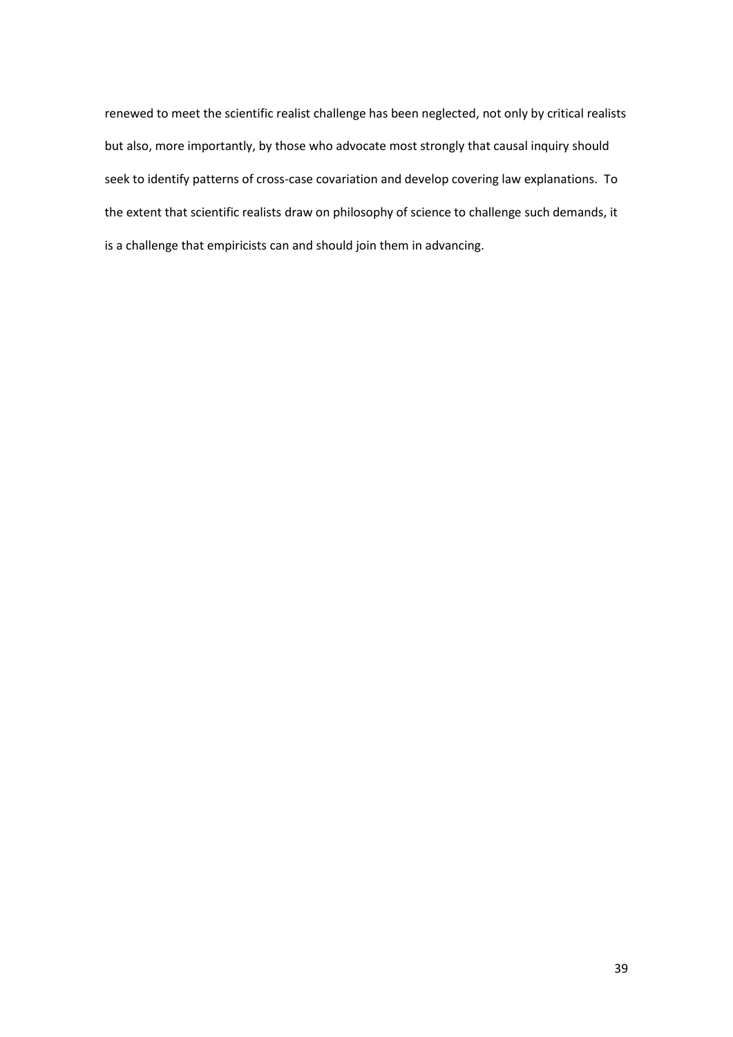renewed to meet the scientific realist challenge has been neglected, not only by critical realists but also, more importantly, by those who advocate most strongly that causal inquiry should seek to identify patterns of cross-case covariation and develop covering law explanations. To the extent that scientific realists draw on philosophy of science to challenge such demands, it is a challenge that empiricists can and should join them in advancing.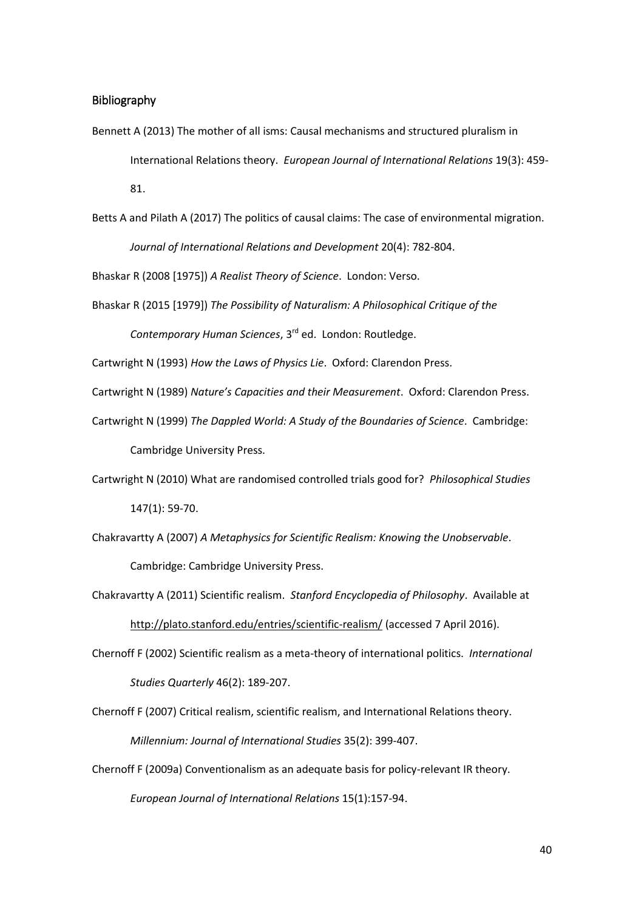## Bibliography

Bennett A (2013) The mother of all isms: Causal mechanisms and structured pluralism in International Relations theory. *European Journal of International Relations* 19(3): 459-81.

Betts A and Pilath A (2017) The politics of causal claims: The case of environmental migration. *Journal of International Relations and Development* 20(4): 782-804.

Bhaskar R (2008 [1975]) *A Realist Theory of Science*. London: Verso.

Bhaskar R (2015 [1979]) *The Possibility of Naturalism: A Philosophical Critique of the Contemporary Human Sciences*, 3rd ed. London: Routledge.

Cartwright N (1993) *How the Laws of Physics Lie*. Oxford: Clarendon Press.

Cartwright N (1989) *Nature's Capacities and their Measurement*. Oxford: Clarendon Press.

Cartwright N (1999) *The Dappled World: A Study of the Boundaries of Science*. Cambridge: Cambridge University Press.

Cartwright N (2010) What are randomised controlled trials good for? *Philosophical Studies* 147(1): 59-70.

Chakravartty A (2007) *A Metaphysics for Scientific Realism: Knowing the Unobservable*. Cambridge: Cambridge University Press.

Chakravartty A (2011) Scientific realism. *Stanford Encyclopedia of Philosophy*. Available at http://plato.stanford.edu/entries/scientific-realism/ (accessed 7 April 2016).

Chernoff F (2002) Scientific realism as a meta-theory of international politics. *International Studies Quarterly* 46(2): 189-207.

Chernoff F (2007) Critical realism, scientific realism, and International Relations theory. *Millennium: Journal of International Studies* 35(2): 399-407.

Chernoff F (2009a) Conventionalism as an adequate basis for policy-relevant IR theory. *European Journal of International Relations* 15(1):157-94.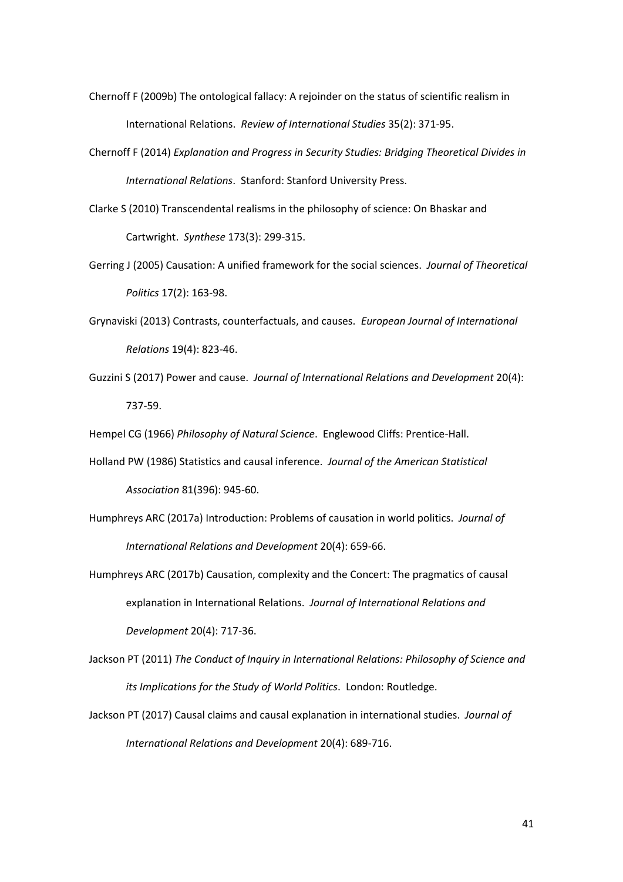Chernoff F (2009b) The ontological fallacy: A rejoinder on the status of scientific realism in International Relations. *Review of International Studies* 35(2): 371-95.

Chernoff F (2014) *Explanation and Progress in Security Studies: Bridging Theoretical Divides in International Relations*. Stanford: Stanford University Press.

Clarke S (2010) Transcendental realisms in the philosophy of science: On Bhaskar and Cartwright. *Synthese* 173(3): 299-315.

Gerring J (2005) Causation: A unified framework for the social sciences. *Journal of Theoretical Politics* 17(2): 163-98.

Grynaviski (2013) Contrasts, counterfactuals, and causes. *European Journal of International Relations* 19(4): 823-46.

Guzzini S (2017) Power and cause. *Journal of International Relations and Development* 20(4): 737-59.

Hempel CG (1966) *Philosophy of Natural Science*. Englewood Cliffs: Prentice-Hall.

Holland PW (1986) Statistics and causal inference. *Journal of the American Statistical Association* 81(396): 945-60.

Humphreys ARC (2017a) Introduction: Problems of causation in world politics. *Journal of International Relations and Development* 20(4): 659-66.

Humphreys ARC (2017b) Causation, complexity and the Concert: The pragmatics of causal explanation in International Relations. *Journal of International Relations and Development* 20(4): 717-36.

Jackson PT (2011) *The Conduct of Inquiry in International Relations: Philosophy of Science and its Implications for the Study of World Politics*. London: Routledge.

Jackson PT (2017) Causal claims and causal explanation in international studies. *Journal of International Relations and Development* 20(4): 689-716.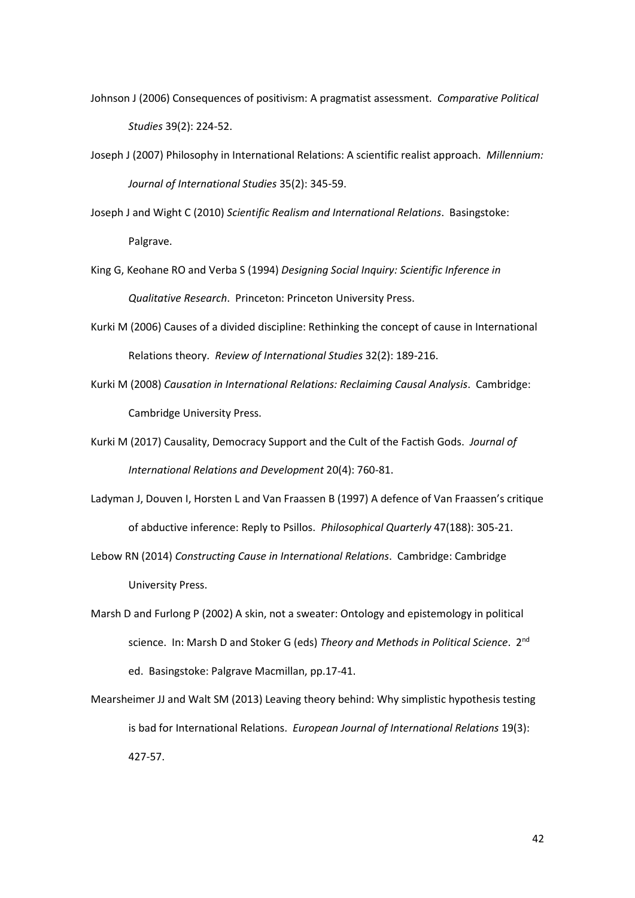Johnson J (2006) Consequences of positivism: A pragmatist assessment. *Comparative Political Studies* 39(2): 224-52.

Joseph J (2007) Philosophy in International Relations: A scientific realist approach. *Millennium: Journal of International Studies* 35(2): 345-59.

Joseph J and Wight C (2010) *Scientific Realism and International Relations*. Basingstoke: Palgrave.

King G, Keohane RO and Verba S (1994) *Designing Social Inquiry: Scientific Inference in Qualitative Research*. Princeton: Princeton University Press.

Kurki M (2006) Causes of a divided discipline: Rethinking the concept of cause in International Relations theory. *Review of International Studies* 32(2): 189-216.

Kurki M (2008) *Causation in International Relations: Reclaiming Causal Analysis*. Cambridge: Cambridge University Press.

Kurki M (2017) Causality, Democracy Support and the Cult of the Factish Gods. *Journal of International Relations and Development* 20(4): 760-81.

Ladyman J, Douven I, Horsten L and Van Fraassen B (1997) A defence of Van Fraassen's critique of abductive inference: Reply to Psillos. *Philosophical Quarterly* 47(188): 305-21.

Lebow RN (2014) *Constructing Cause in International Relations*. Cambridge: Cambridge University Press.

Marsh D and Furlong P (2002) A skin, not a sweater: Ontology and epistemology in political science. In: Marsh D and Stoker G (eds) *Theory and Methods in Political Science*. 2nd ed. Basingstoke: Palgrave Macmillan, pp.17-41.

Mearsheimer JJ and Walt SM (2013) Leaving theory behind: Why simplistic hypothesis testing is bad for International Relations. *European Journal of International Relations* 19(3): 427-57.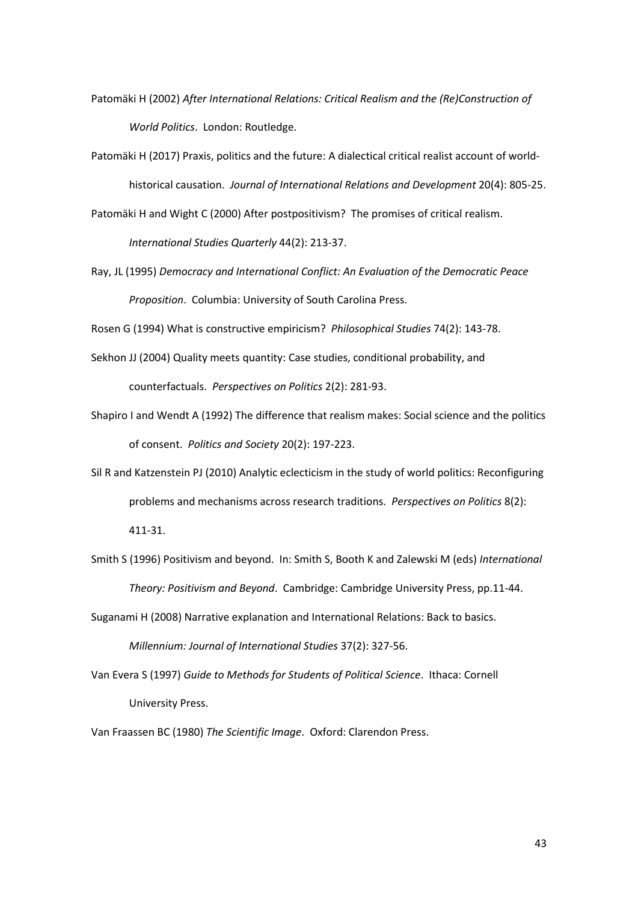Patomäki H (2002) *After International Relations: Critical Realism and the (Re)Construction of World Politics*. London: Routledge.

Patomäki H (2017) Praxis, politics and the future: A dialectical critical realist account of world-historical causation. *Journal of International Relations and Development* 20(4): 805-25.

Patomäki H and Wight C (2000) After postpositivism? The promises of critical realism. *International Studies Quarterly* 44(2): 213-37.

Ray, JL (1995) *Democracy and International Conflict: An Evaluation of the Democratic Peace Proposition*. Columbia: University of South Carolina Press.

Rosen G (1994) What is constructive empiricism? *Philosophical Studies* 74(2): 143-78.

Sekhon JJ (2004) Quality meets quantity: Case studies, conditional probability, and counterfactuals. *Perspectives on Politics* 2(2): 281-93.

Shapiro I and Wendt A (1992) The difference that realism makes: Social science and the politics of consent. *Politics and Society* 20(2): 197-223.

Sil R and Katzenstein PJ (2010) Analytic eclecticism in the study of world politics: Reconfiguring problems and mechanisms across research traditions. *Perspectives on Politics* 8(2): 411-31.

Smith S (1996) Positivism and beyond. In: Smith S, Booth K and Zalewski M (eds) *International Theory: Positivism and Beyond*. Cambridge: Cambridge University Press, pp.11-44.

Suganami H (2008) Narrative explanation and International Relations: Back to basics. *Millennium: Journal of International Studies* 37(2): 327-56.

Van Evera S (1997) *Guide to Methods for Students of Political Science*. Ithaca: Cornell University Press.

Van Fraassen BC (1980) *The Scientific Image*. Oxford: Clarendon Press.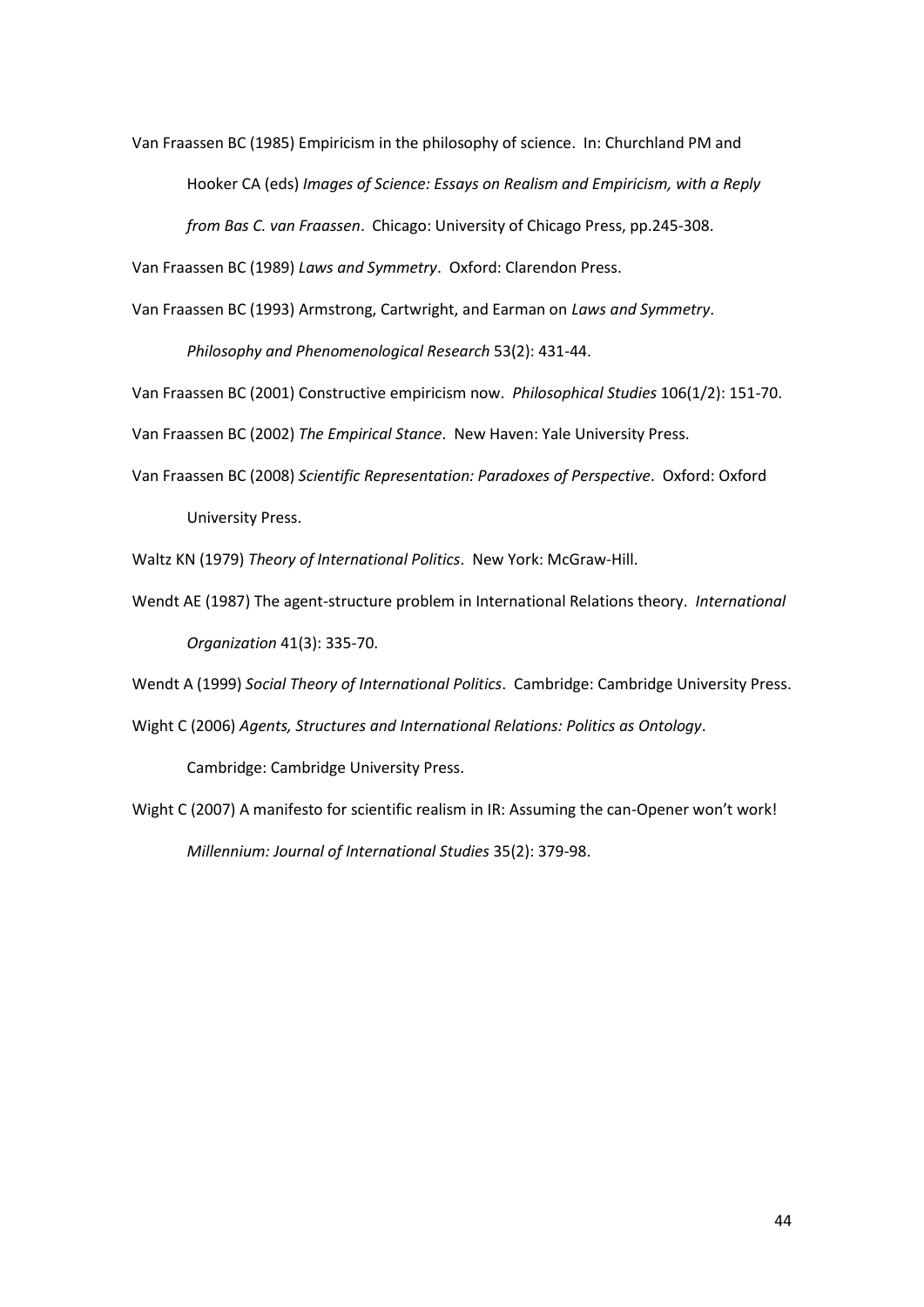Van Fraassen BC (1985) Empiricism in the philosophy of science. In: Churchland PM and Hooker CA (eds) *Images of Science: Essays on Realism and Empiricism, with a Reply from Bas C. van Fraassen*. Chicago: University of Chicago Press, pp.245-308.

Van Fraassen BC (1989) *Laws and Symmetry*. Oxford: Clarendon Press.

Van Fraassen BC (1993) Armstrong, Cartwright, and Earman on *Laws and Symmetry*. *Philosophy and Phenomenological Research* 53(2): 431-44.

Van Fraassen BC (2001) Constructive empiricism now. *Philosophical Studies* 106(1/2): 151-70.

Van Fraassen BC (2002) *The Empirical Stance*. New Haven: Yale University Press.

Van Fraassen BC (2008) *Scientific Representation: Paradoxes of Perspective*. Oxford: Oxford University Press.

Waltz KN (1979) *Theory of International Politics*. New York: McGraw-Hill.

Wendt AE (1987) The agent-structure problem in International Relations theory. *International Organization* 41(3): 335-70.

Wendt A (1999) *Social Theory of International Politics*. Cambridge: Cambridge University Press.

Wight C (2006) *Agents, Structures and International Relations: Politics as Ontology*. Cambridge: Cambridge University Press.

Wight C (2007) A manifesto for scientific realism in IR: Assuming the can-Opener won't work! *Millennium: Journal of International Studies* 35(2): 379-98.